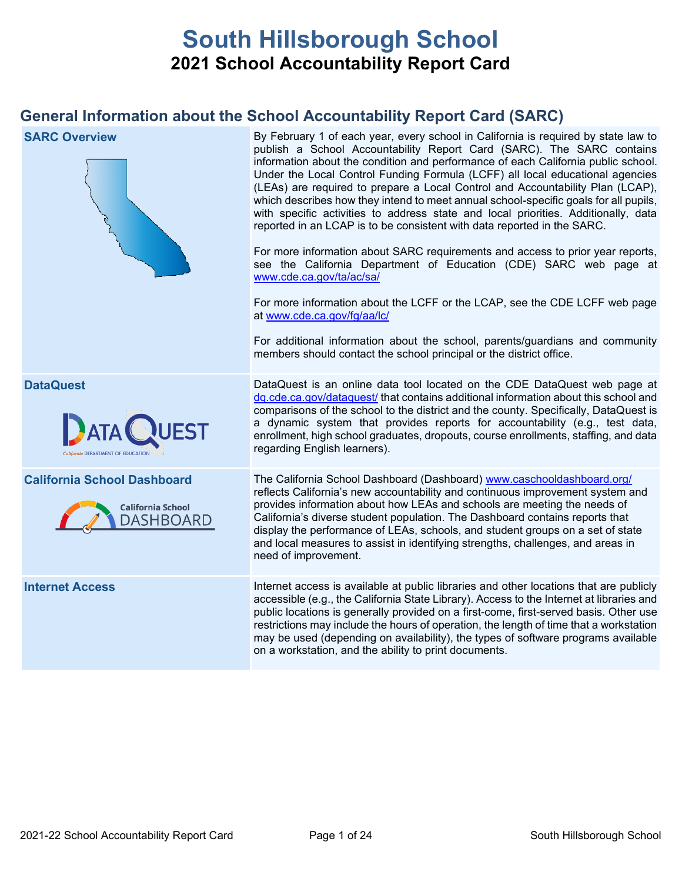# South Hillsborough School

## 2021 School Accountability Report Card

## General Information about the School Accountability Report Card (SARC)

| | |
|---|---|
| **SARC Overview** | By February 1 of each year, every school in California is required by state law to publish a School Accountability Report Card (SARC). The SARC contains information about the condition and performance of each California public school. Under the Local Control Funding Formula (LCFF) all local educational agencies (LEAs) are required to prepare a Local Control and Accountability Plan (LCAP), which describes how they intend to meet annual school-specific goals for all pupils, with specific activities to address state and local priorities. Additionally, data reported in an LCAP is to be consistent with data reported in the SARC.<br><br>For more information about SARC requirements and access to prior year reports, see the California Department of Education (CDE) SARC web page at www.cde.ca.gov/ta/ac/sa/<br><br>For more information about the LCFF or the LCAP, see the CDE LCFF web page at www.cde.ca.gov/fg/aa/lc/<br><br>For additional information about the school, parents/guardians and community members should contact the school principal or the district office. |
| **DataQuest** | DataQuest is an online data tool located on the CDE DataQuest web page at dq.cde.ca.gov/dataquest/ that contains additional information about this school and comparisons of the school to the district and the county. Specifically, DataQuest is a dynamic system that provides reports for accountability (e.g., test data, enrollment, high school graduates, dropouts, course enrollments, staffing, and data regarding English learners). |
| **California School Dashboard** | The California School Dashboard (Dashboard) www.caschooldashboard.org/ reflects California's new accountability and continuous improvement system and provides information about how LEAs and schools are meeting the needs of California's diverse student population. The Dashboard contains reports that display the performance of LEAs, schools, and student groups on a set of state and local measures to assist in identifying strengths, challenges, and areas in need of improvement. |
| **Internet Access** | Internet access is available at public libraries and other locations that are publicly accessible (e.g., the California State Library). Access to the Internet at libraries and public locations is generally provided on a first-come, first-served basis. Other use restrictions may include the hours of operation, the length of time that a workstation may be used (depending on availability), the types of software programs available on a workstation, and the ability to print documents. |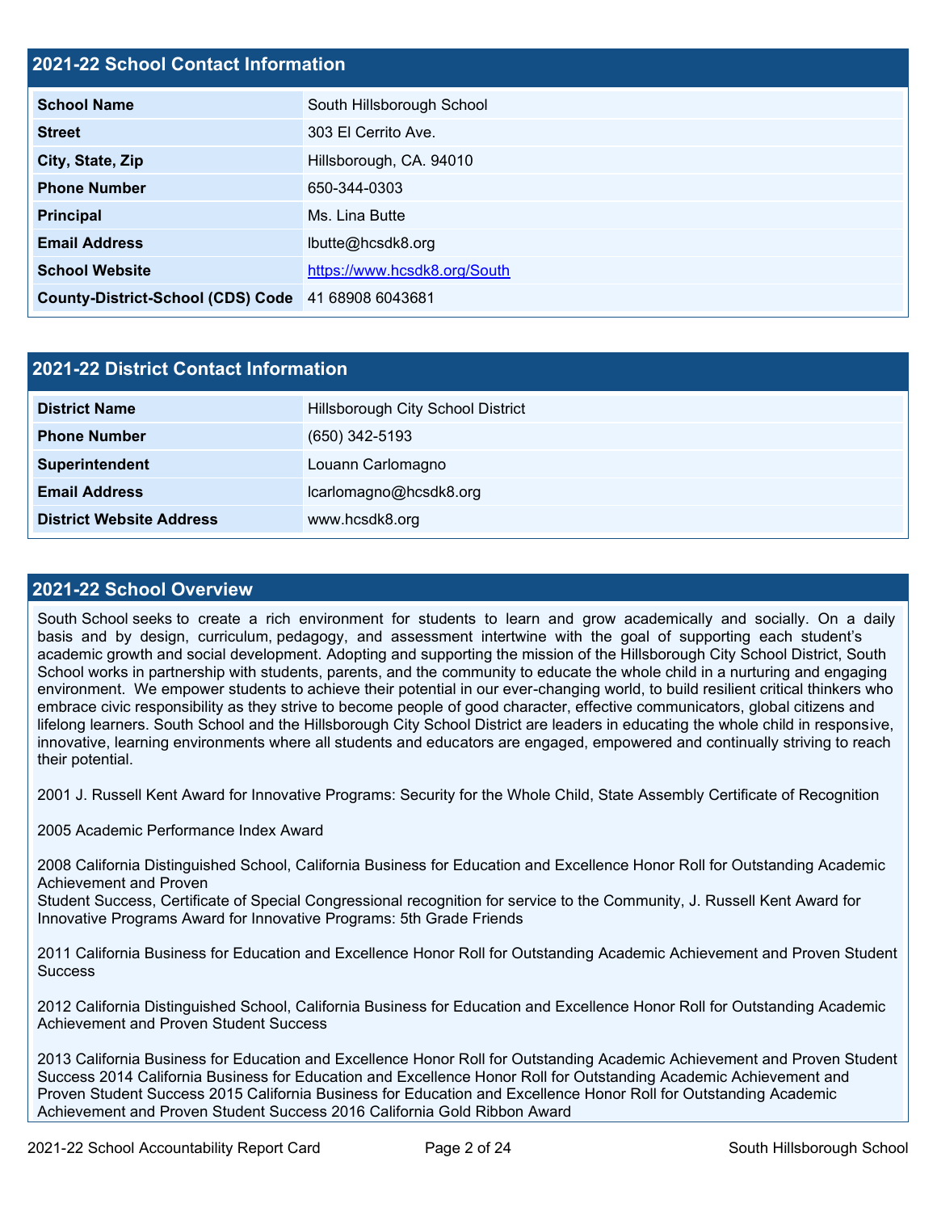## 2021-22 School Contact Information

| 2021-22 School Contact Information | |
|---|---|
| **School Name** | South Hillsborough School |
| **Street** | 303 El Cerrito Ave. |
| **City, State, Zip** | Hillsborough, CA. 94010 |
| **Phone Number** | 650-344-0303 |
| **Principal** | Ms. Lina Butte |
| **Email Address** | lbutte@hcsdk8.org |
| **School Website** | https://www.hcsdk8.org/South |
| **County-District-School (CDS) Code** | 41 68908 6043681 |

## 2021-22 District Contact Information

| 2021-22 District Contact Information | |
|---|---|
| **District Name** | Hillsborough City School District |
| **Phone Number** | (650) 342-5193 |
| **Superintendent** | Louann Carlomagno |
| **Email Address** | lcarlomagno@hcsdk8.org |
| **District Website Address** | www.hcsdk8.org |

## 2021-22 School Overview

South School seeks to create a rich environment for students to learn and grow academically and socially. On a daily basis and by design, curriculum, pedagogy, and assessment intertwine with the goal of supporting each student's academic growth and social development. Adopting and supporting the mission of the Hillsborough City School District, South School works in partnership with students, parents, and the community to educate the whole child in a nurturing and engaging environment. We empower students to achieve their potential in our ever-changing world, to build resilient critical thinkers who embrace civic responsibility as they strive to become people of good character, effective communicators, global citizens and lifelong learners. South School and the Hillsborough City School District are leaders in educating the whole child in responsive, innovative, learning environments where all students and educators are engaged, empowered and continually striving to reach their potential.

2001 J. Russell Kent Award for Innovative Programs: Security for the Whole Child, State Assembly Certificate of Recognition

2005 Academic Performance Index Award

2008 California Distinguished School, California Business for Education and Excellence Honor Roll for Outstanding Academic Achievement and Proven
Student Success, Certificate of Special Congressional recognition for service to the Community, J. Russell Kent Award for Innovative Programs Award for Innovative Programs: 5th Grade Friends

2011 California Business for Education and Excellence Honor Roll for Outstanding Academic Achievement and Proven Student Success

2012 California Distinguished School, California Business for Education and Excellence Honor Roll for Outstanding Academic Achievement and Proven Student Success

2013 California Business for Education and Excellence Honor Roll for Outstanding Academic Achievement and Proven Student Success 2014 California Business for Education and Excellence Honor Roll for Outstanding Academic Achievement and Proven Student Success 2015 California Business for Education and Excellence Honor Roll for Outstanding Academic Achievement and Proven Student Success 2016 California Gold Ribbon Award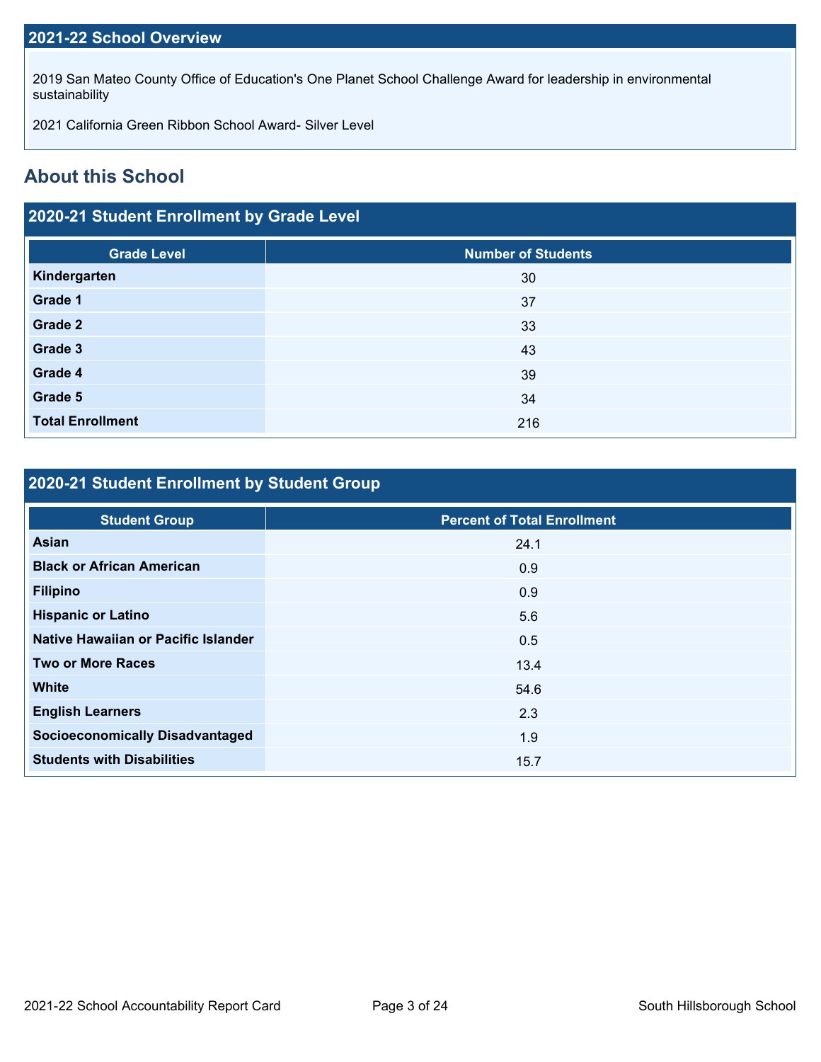## 2021-22 School Overview

2019 San Mateo County Office of Education's One Planet School Challenge Award for leadership in environmental sustainability

2021 California Green Ribbon School Award- Silver Level

## About this School

### 2020-21 Student Enrollment by Grade Level

| Grade Level | Number of Students |
|---|---|
| **Kindergarten** | 30 |
| **Grade 1** | 37 |
| **Grade 2** | 33 |
| **Grade 3** | 43 |
| **Grade 4** | 39 |
| **Grade 5** | 34 |
| **Total Enrollment** | 216 |

### 2020-21 Student Enrollment by Student Group

| Student Group | Percent of Total Enrollment |
|---|---|
| **Asian** | 24.1 |
| **Black or African American** | 0.9 |
| **Filipino** | 0.9 |
| **Hispanic or Latino** | 5.6 |
| **Native Hawaiian or Pacific Islander** | 0.5 |
| **Two or More Races** | 13.4 |
| **White** | 54.6 |
| **English Learners** | 2.3 |
| **Socioeconomically Disadvantaged** | 1.9 |
| **Students with Disabilities** | 15.7 |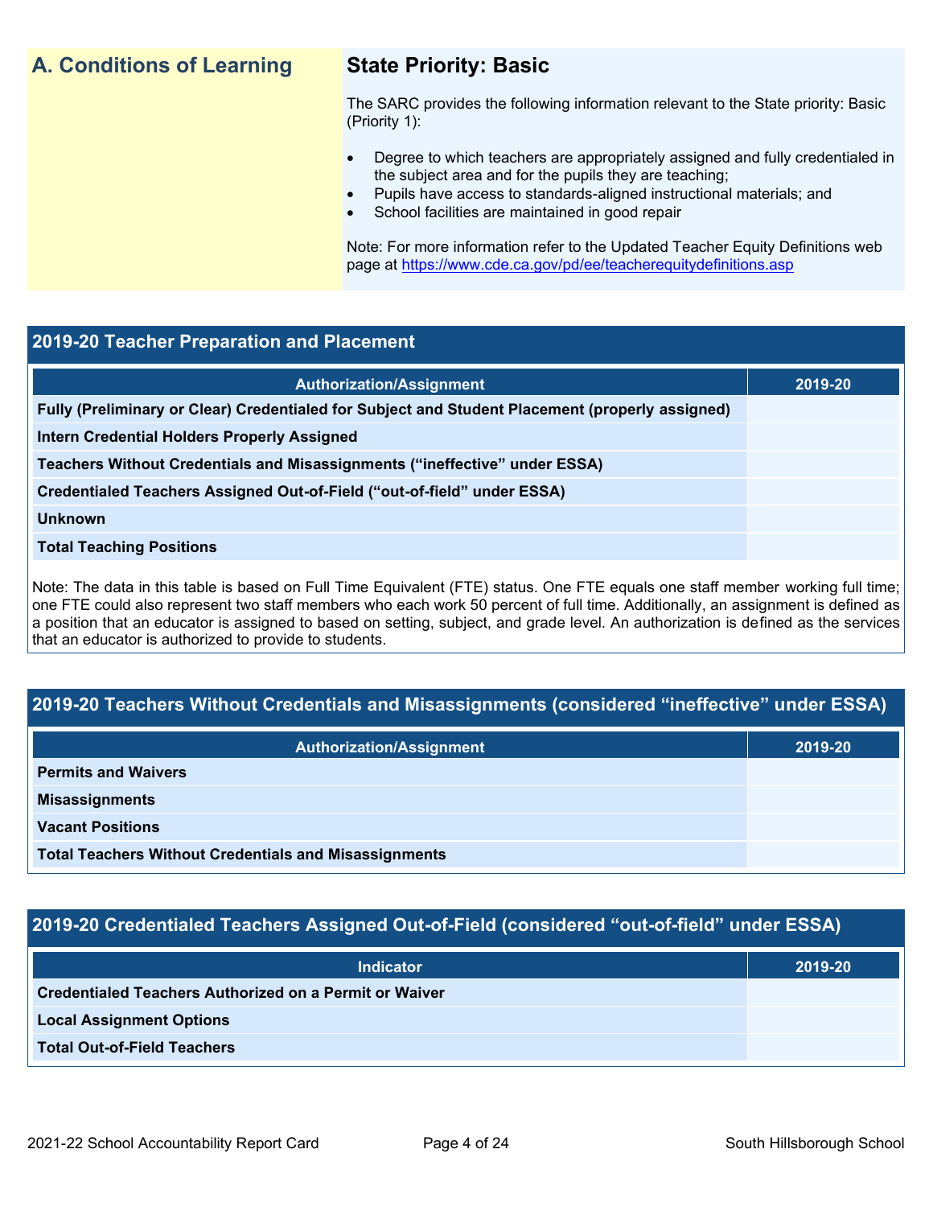## A. Conditions of Learning

### State Priority: Basic

The SARC provides the following information relevant to the State priority: Basic (Priority 1):

- Degree to which teachers are appropriately assigned and fully credentialed in the subject area and for the pupils they are teaching;
- Pupils have access to standards-aligned instructional materials; and
- School facilities are maintained in good repair

Note: For more information refer to the Updated Teacher Equity Definitions web page at https://www.cde.ca.gov/pd/ee/teacherequitydefinitions.asp

### 2019-20 Teacher Preparation and Placement

| Authorization/Assignment | 2019-20 |
|---|---|
| Fully (Preliminary or Clear) Credentialed for Subject and Student Placement (properly assigned) | |
| Intern Credential Holders Properly Assigned | |
| Teachers Without Credentials and Misassignments ("ineffective" under ESSA) | |
| Credentialed Teachers Assigned Out-of-Field ("out-of-field" under ESSA) | |
| Unknown | |
| Total Teaching Positions | |

Note: The data in this table is based on Full Time Equivalent (FTE) status. One FTE equals one staff member working full time; one FTE could also represent two staff members who each work 50 percent of full time. Additionally, an assignment is defined as a position that an educator is assigned to based on setting, subject, and grade level. An authorization is defined as the services that an educator is authorized to provide to students.

### 2019-20 Teachers Without Credentials and Misassignments (considered "ineffective" under ESSA)

| Authorization/Assignment | 2019-20 |
|---|---|
| Permits and Waivers | |
| Misassignments | |
| Vacant Positions | |
| Total Teachers Without Credentials and Misassignments | |

### 2019-20 Credentialed Teachers Assigned Out-of-Field (considered "out-of-field" under ESSA)

| Indicator | 2019-20 |
|---|---|
| Credentialed Teachers Authorized on a Permit or Waiver | |
| Local Assignment Options | |
| Total Out-of-Field Teachers | |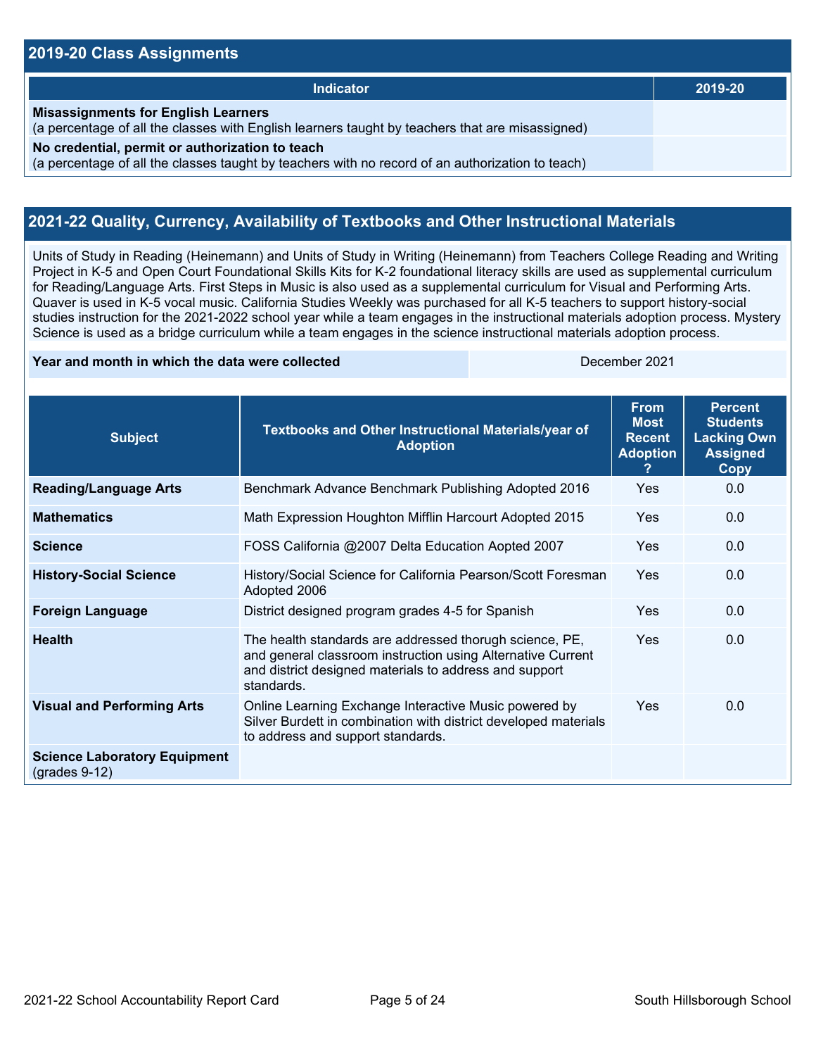## 2019-20 Class Assignments

| Indicator | 2019-20 |
| --- | --- |
| **Misassignments for English Learners** (a percentage of all the classes with English learners taught by teachers that are misassigned) | |
| **No credential, permit or authorization to teach** (a percentage of all the classes taught by teachers with no record of an authorization to teach) | |

## 2021-22 Quality, Currency, Availability of Textbooks and Other Instructional Materials

Units of Study in Reading (Heinemann) and Units of Study in Writing (Heinemann) from Teachers College Reading and Writing Project in K-5 and Open Court Foundational Skills Kits for K-2 foundational literacy skills are used as supplemental curriculum for Reading/Language Arts. First Steps in Music is also used as a supplemental curriculum for Visual and Performing Arts. Quaver is used in K-5 vocal music. California Studies Weekly was purchased for all K-5 teachers to support history-social studies instruction for the 2021-2022 school year while a team engages in the instructional materials adoption process. Mystery Science is used as a bridge curriculum while a team engages in the science instructional materials adoption process.

| | |
| --- | --- |
| **Year and month in which the data were collected** | December 2021 |

| Subject | Textbooks and Other Instructional Materials/year of Adoption | From Most Recent Adoption ? | Percent Students Lacking Own Assigned Copy |
| --- | --- | --- | --- |
| **Reading/Language Arts** | Benchmark Advance Benchmark Publishing Adopted 2016 | Yes | 0.0 |
| **Mathematics** | Math Expression Houghton Mifflin Harcourt Adopted 2015 | Yes | 0.0 |
| **Science** | FOSS California @2007 Delta Education Aopted 2007 | Yes | 0.0 |
| **History-Social Science** | History/Social Science for California Pearson/Scott Foresman Adopted 2006 | Yes | 0.0 |
| **Foreign Language** | District designed program grades 4-5 for Spanish | Yes | 0.0 |
| **Health** | The health standards are addressed thorugh science, PE, and general classroom instruction using Alternative Current and district designed materials to address and support standards. | Yes | 0.0 |
| **Visual and Performing Arts** | Online Learning Exchange Interactive Music powered by Silver Burdett in combination with district developed materials to address and support standards. | Yes | 0.0 |
| **Science Laboratory Equipment** (grades 9-12) | | | |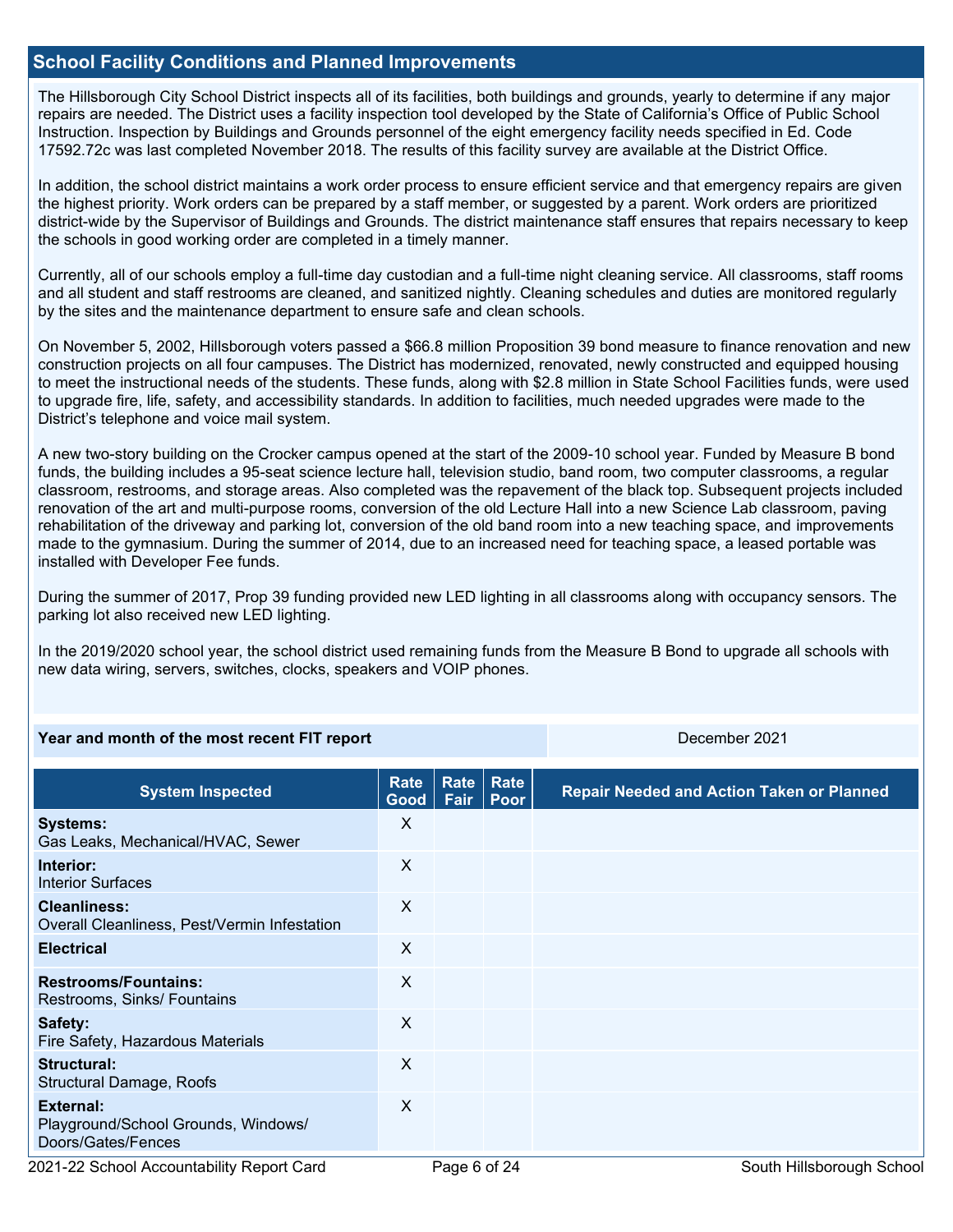## School Facility Conditions and Planned Improvements

The Hillsborough City School District inspects all of its facilities, both buildings and grounds, yearly to determine if any major repairs are needed. The District uses a facility inspection tool developed by the State of California's Office of Public School Instruction. Inspection by Buildings and Grounds personnel of the eight emergency facility needs specified in Ed. Code 17592.72c was last completed November 2018. The results of this facility survey are available at the District Office.

In addition, the school district maintains a work order process to ensure efficient service and that emergency repairs are given the highest priority. Work orders can be prepared by a staff member, or suggested by a parent. Work orders are prioritized district-wide by the Supervisor of Buildings and Grounds. The district maintenance staff ensures that repairs necessary to keep the schools in good working order are completed in a timely manner.

Currently, all of our schools employ a full-time day custodian and a full-time night cleaning service. All classrooms, staff rooms and all student and staff restrooms are cleaned, and sanitized nightly. Cleaning schedules and duties are monitored regularly by the sites and the maintenance department to ensure safe and clean schools.

On November 5, 2002, Hillsborough voters passed a $66.8 million Proposition 39 bond measure to finance renovation and new construction projects on all four campuses. The District has modernized, renovated, newly constructed and equipped housing to meet the instructional needs of the students. These funds, along with $2.8 million in State School Facilities funds, were used to upgrade fire, life, safety, and accessibility standards. In addition to facilities, much needed upgrades were made to the District's telephone and voice mail system.

A new two-story building on the Crocker campus opened at the start of the 2009-10 school year. Funded by Measure B bond funds, the building includes a 95-seat science lecture hall, television studio, band room, two computer classrooms, a regular classroom, restrooms, and storage areas. Also completed was the repavement of the black top. Subsequent projects included renovation of the art and multi-purpose rooms, conversion of the old Lecture Hall into a new Science Lab classroom, paving rehabilitation of the driveway and parking lot, conversion of the old band room into a new teaching space, and improvements made to the gymnasium. During the summer of 2014, due to an increased need for teaching space, a leased portable was installed with Developer Fee funds.

During the summer of 2017, Prop 39 funding provided new LED lighting in all classrooms along with occupancy sensors. The parking lot also received new LED lighting.

In the 2019/2020 school year, the school district used remaining funds from the Measure B Bond to upgrade all schools with new data wiring, servers, switches, clocks, speakers and VOIP phones.

| Year and month of the most recent FIT report | December 2021 |
|---|---|

| System Inspected | Rate Good | Rate Fair | Rate Poor | Repair Needed and Action Taken or Planned |
|---|---|---|---|---|
| **Systems:** Gas Leaks, Mechanical/HVAC, Sewer | X | | | |
| **Interior:** Interior Surfaces | X | | | |
| **Cleanliness:** Overall Cleanliness, Pest/Vermin Infestation | X | | | |
| **Electrical** | X | | | |
| **Restrooms/Fountains:** Restrooms, Sinks/ Fountains | X | | | |
| **Safety:** Fire Safety, Hazardous Materials | X | | | |
| **Structural:** Structural Damage, Roofs | X | | | |
| **External:** Playground/School Grounds, Windows/ Doors/Gates/Fences | X | | | |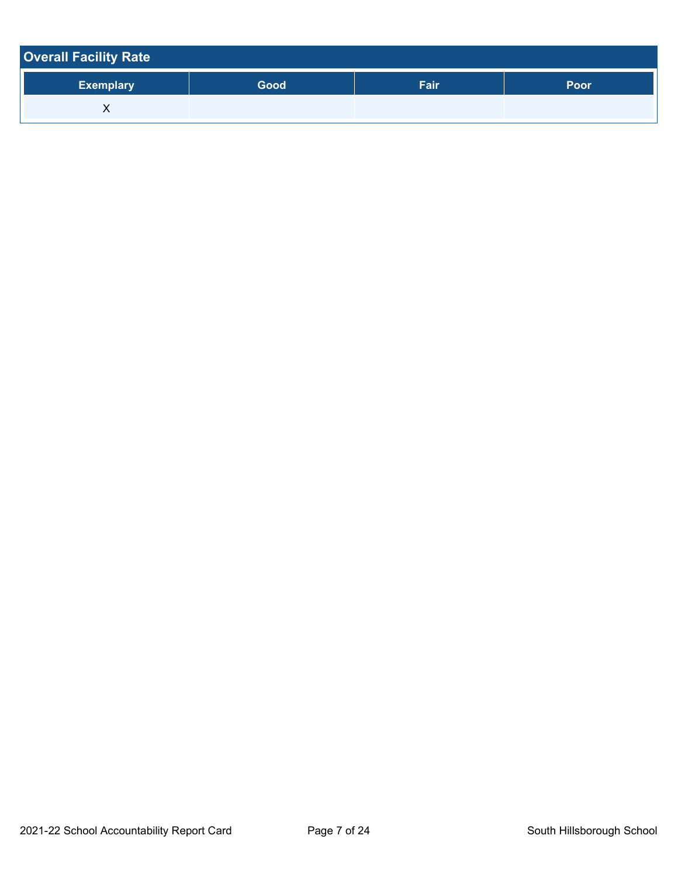## Overall Facility Rate

| Exemplary | Good | Fair | Poor |
| --- | --- | --- | --- |
| X | | | |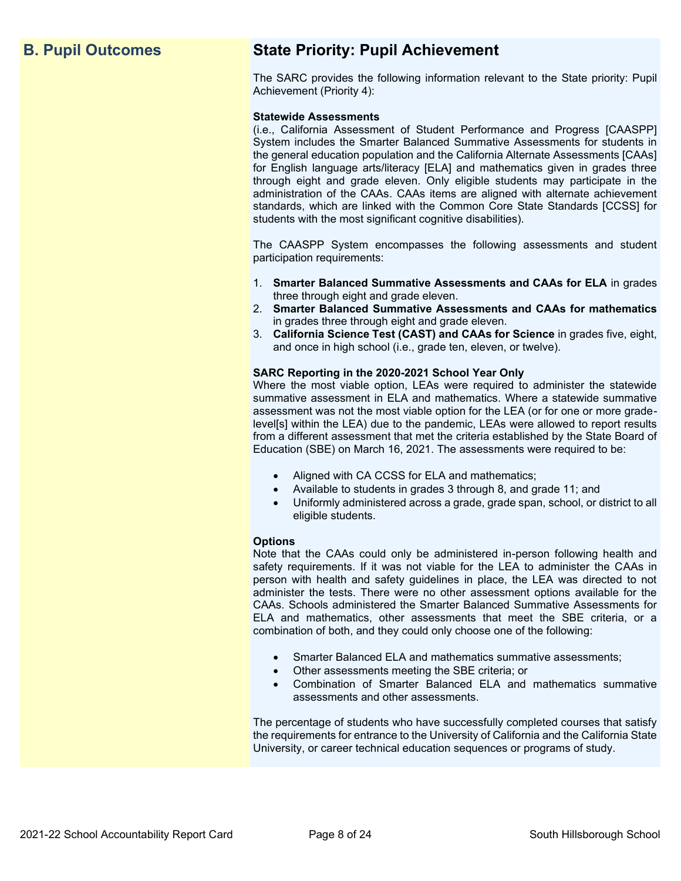## B. Pupil Outcomes

## State Priority: Pupil Achievement

The SARC provides the following information relevant to the State priority: Pupil Achievement (Priority 4):

**Statewide Assessments**
(i.e., California Assessment of Student Performance and Progress [CAASPP] System includes the Smarter Balanced Summative Assessments for students in the general education population and the California Alternate Assessments [CAAs] for English language arts/literacy [ELA] and mathematics given in grades three through eight and grade eleven. Only eligible students may participate in the administration of the CAAs. CAAs items are aligned with alternate achievement standards, which are linked with the Common Core State Standards [CCSS] for students with the most significant cognitive disabilities).

The CAASPP System encompasses the following assessments and student participation requirements:

1. **Smarter Balanced Summative Assessments and CAAs for ELA** in grades three through eight and grade eleven.
2. **Smarter Balanced Summative Assessments and CAAs for mathematics** in grades three through eight and grade eleven.
3. **California Science Test (CAST) and CAAs for Science** in grades five, eight, and once in high school (i.e., grade ten, eleven, or twelve).

**SARC Reporting in the 2020-2021 School Year Only**
Where the most viable option, LEAs were required to administer the statewide summative assessment in ELA and mathematics. Where a statewide summative assessment was not the most viable option for the LEA (or for one or more grade-level[s] within the LEA) due to the pandemic, LEAs were allowed to report results from a different assessment that met the criteria established by the State Board of Education (SBE) on March 16, 2021. The assessments were required to be:

- Aligned with CA CCSS for ELA and mathematics;
- Available to students in grades 3 through 8, and grade 11; and
- Uniformly administered across a grade, grade span, school, or district to all eligible students.

**Options**
Note that the CAAs could only be administered in-person following health and safety requirements. If it was not viable for the LEA to administer the CAAs in person with health and safety guidelines in place, the LEA was directed to not administer the tests. There were no other assessment options available for the CAAs. Schools administered the Smarter Balanced Summative Assessments for ELA and mathematics, other assessments that meet the SBE criteria, or a combination of both, and they could only choose one of the following:

- Smarter Balanced ELA and mathematics summative assessments;
- Other assessments meeting the SBE criteria; or
- Combination of Smarter Balanced ELA and mathematics summative assessments and other assessments.

The percentage of students who have successfully completed courses that satisfy the requirements for entrance to the University of California and the California State University, or career technical education sequences or programs of study.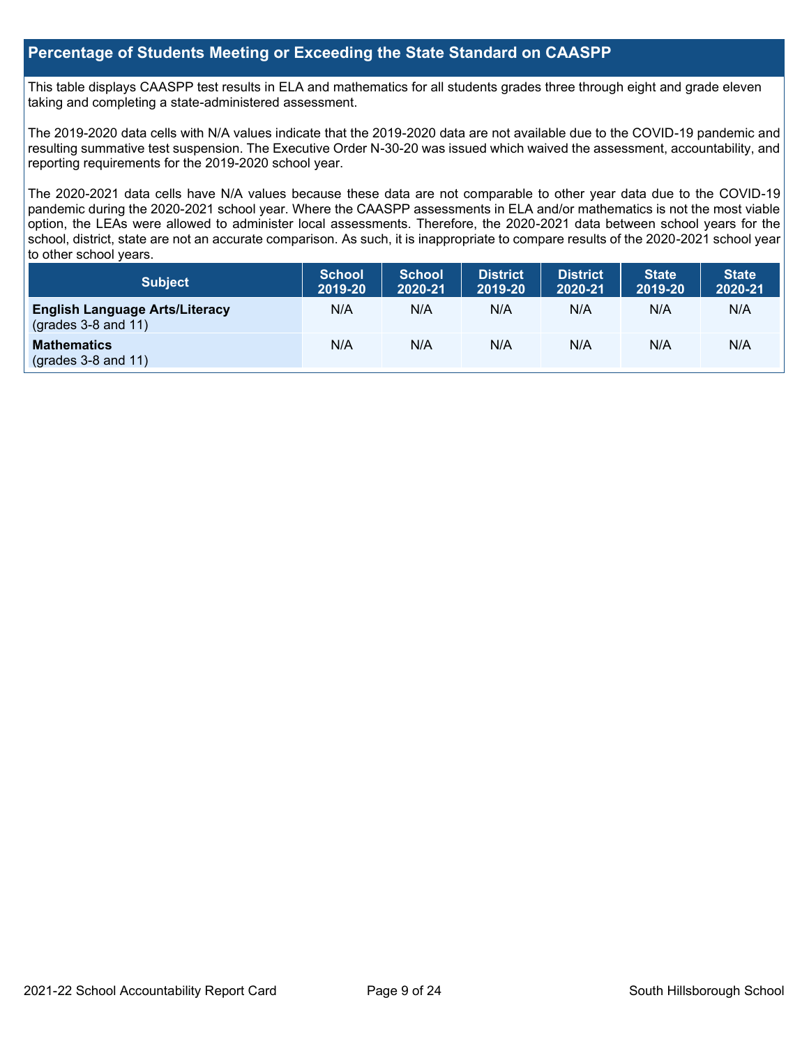## Percentage of Students Meeting or Exceeding the State Standard on CAASPP

This table displays CAASPP test results in ELA and mathematics for all students grades three through eight and grade eleven taking and completing a state-administered assessment.

The 2019-2020 data cells with N/A values indicate that the 2019-2020 data are not available due to the COVID-19 pandemic and resulting summative test suspension. The Executive Order N-30-20 was issued which waived the assessment, accountability, and reporting requirements for the 2019-2020 school year.

The 2020-2021 data cells have N/A values because these data are not comparable to other year data due to the COVID-19 pandemic during the 2020-2021 school year. Where the CAASPP assessments in ELA and/or mathematics is not the most viable option, the LEAs were allowed to administer local assessments. Therefore, the 2020-2021 data between school years for the school, district, state are not an accurate comparison. As such, it is inappropriate to compare results of the 2020-2021 school year to other school years.

| Subject | School 2019-20 | School 2020-21 | District 2019-20 | District 2020-21 | State 2019-20 | State 2020-21 |
|---|---|---|---|---|---|---|
| **English Language Arts/Literacy** (grades 3-8 and 11) | N/A | N/A | N/A | N/A | N/A | N/A |
| **Mathematics** (grades 3-8 and 11) | N/A | N/A | N/A | N/A | N/A | N/A |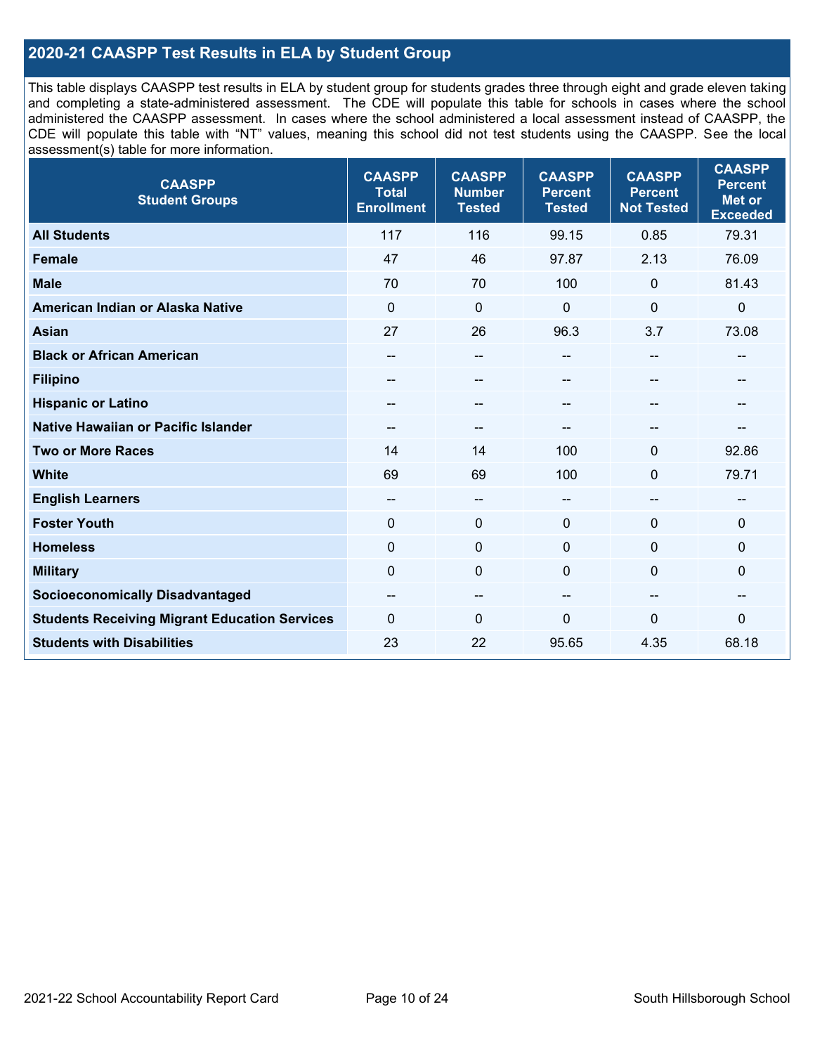## 2020-21 CAASPP Test Results in ELA by Student Group

This table displays CAASPP test results in ELA by student group for students grades three through eight and grade eleven taking and completing a state-administered assessment. The CDE will populate this table for schools in cases where the school administered the CAASPP assessment. In cases where the school administered a local assessment instead of CAASPP, the CDE will populate this table with "NT" values, meaning this school did not test students using the CAASPP. See the local assessment(s) table for more information.

| CAASPP Student Groups | CAASPP Total Enrollment | CAASPP Number Tested | CAASPP Percent Tested | CAASPP Percent Not Tested | CAASPP Percent Met or Exceeded |
|---|---|---|---|---|---|
| **All Students** | 117 | 116 | 99.15 | 0.85 | 79.31 |
| **Female** | 47 | 46 | 97.87 | 2.13 | 76.09 |
| **Male** | 70 | 70 | 100 | 0 | 81.43 |
| **American Indian or Alaska Native** | 0 | 0 | 0 | 0 | 0 |
| **Asian** | 27 | 26 | 96.3 | 3.7 | 73.08 |
| **Black or African American** | -- | -- | -- | -- | -- |
| **Filipino** | -- | -- | -- | -- | -- |
| **Hispanic or Latino** | -- | -- | -- | -- | -- |
| **Native Hawaiian or Pacific Islander** | -- | -- | -- | -- | -- |
| **Two or More Races** | 14 | 14 | 100 | 0 | 92.86 |
| **White** | 69 | 69 | 100 | 0 | 79.71 |
| **English Learners** | -- | -- | -- | -- | -- |
| **Foster Youth** | 0 | 0 | 0 | 0 | 0 |
| **Homeless** | 0 | 0 | 0 | 0 | 0 |
| **Military** | 0 | 0 | 0 | 0 | 0 |
| **Socioeconomically Disadvantaged** | -- | -- | -- | -- | -- |
| **Students Receiving Migrant Education Services** | 0 | 0 | 0 | 0 | 0 |
| **Students with Disabilities** | 23 | 22 | 95.65 | 4.35 | 68.18 |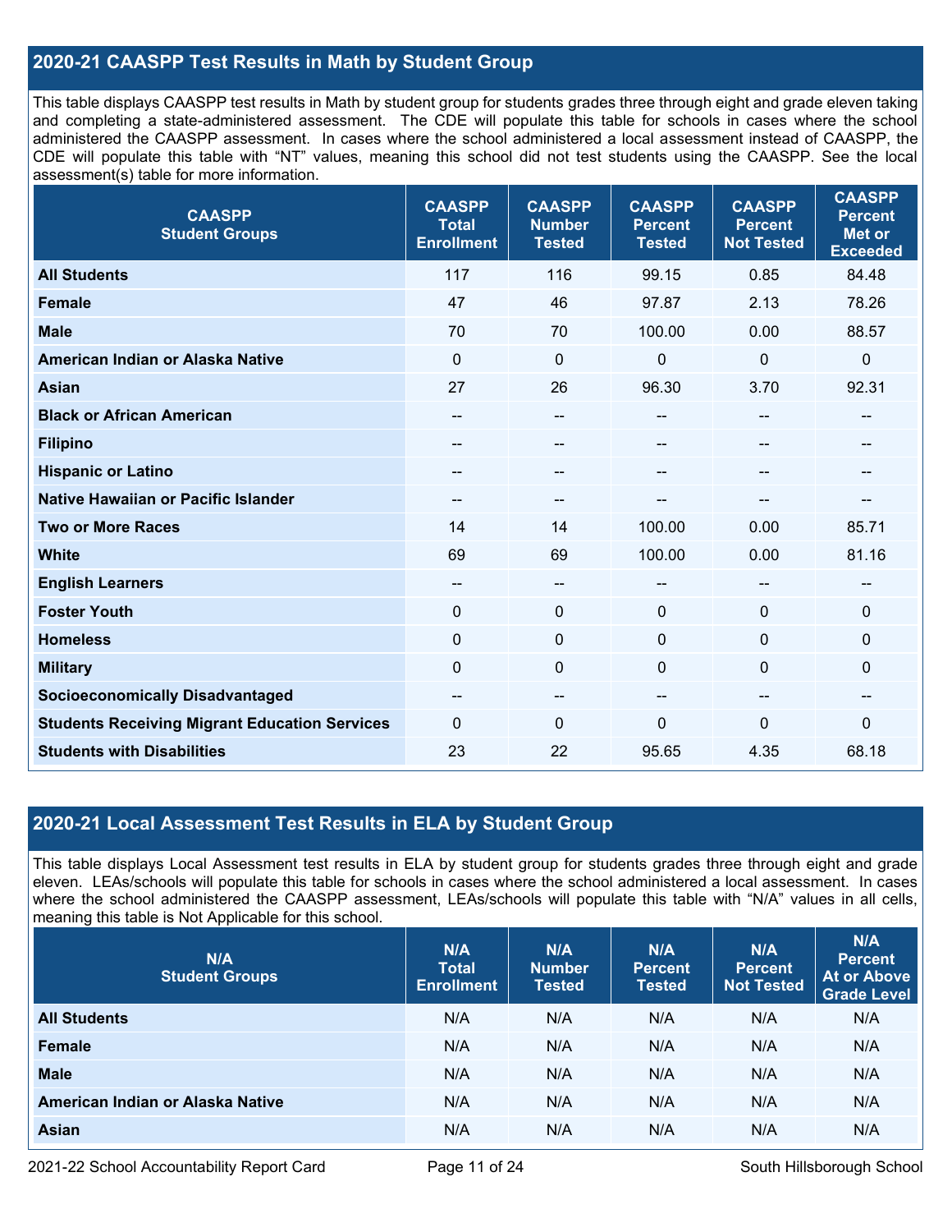## 2020-21 CAASPP Test Results in Math by Student Group

This table displays CAASPP test results in Math by student group for students grades three through eight and grade eleven taking and completing a state-administered assessment. The CDE will populate this table for schools in cases where the school administered the CAASPP assessment. In cases where the school administered a local assessment instead of CAASPP, the CDE will populate this table with "NT" values, meaning this school did not test students using the CAASPP. See the local assessment(s) table for more information.

| CAASPP Student Groups | CAASPP Total Enrollment | CAASPP Number Tested | CAASPP Percent Tested | CAASPP Percent Not Tested | CAASPP Percent Met or Exceeded |
|---|---|---|---|---|---|
| **All Students** | 117 | 116 | 99.15 | 0.85 | 84.48 |
| **Female** | 47 | 46 | 97.87 | 2.13 | 78.26 |
| **Male** | 70 | 70 | 100.00 | 0.00 | 88.57 |
| **American Indian or Alaska Native** | 0 | 0 | 0 | 0 | 0 |
| **Asian** | 27 | 26 | 96.30 | 3.70 | 92.31 |
| **Black or African American** | -- | -- | -- | -- | -- |
| **Filipino** | -- | -- | -- | -- | -- |
| **Hispanic or Latino** | -- | -- | -- | -- | -- |
| **Native Hawaiian or Pacific Islander** | -- | -- | -- | -- | -- |
| **Two or More Races** | 14 | 14 | 100.00 | 0.00 | 85.71 |
| **White** | 69 | 69 | 100.00 | 0.00 | 81.16 |
| **English Learners** | -- | -- | -- | -- | -- |
| **Foster Youth** | 0 | 0 | 0 | 0 | 0 |
| **Homeless** | 0 | 0 | 0 | 0 | 0 |
| **Military** | 0 | 0 | 0 | 0 | 0 |
| **Socioeconomically Disadvantaged** | -- | -- | -- | -- | -- |
| **Students Receiving Migrant Education Services** | 0 | 0 | 0 | 0 | 0 |
| **Students with Disabilities** | 23 | 22 | 95.65 | 4.35 | 68.18 |

## 2020-21 Local Assessment Test Results in ELA by Student Group

This table displays Local Assessment test results in ELA by student group for students grades three through eight and grade eleven. LEAs/schools will populate this table for schools in cases where the school administered a local assessment. In cases where the school administered the CAASPP assessment, LEAs/schools will populate this table with "N/A" values in all cells, meaning this table is Not Applicable for this school.

| N/A Student Groups | N/A Total Enrollment | N/A Number Tested | N/A Percent Tested | N/A Percent Not Tested | N/A Percent At or Above Grade Level |
|---|---|---|---|---|---|
| **All Students** | N/A | N/A | N/A | N/A | N/A |
| **Female** | N/A | N/A | N/A | N/A | N/A |
| **Male** | N/A | N/A | N/A | N/A | N/A |
| **American Indian or Alaska Native** | N/A | N/A | N/A | N/A | N/A |
| **Asian** | N/A | N/A | N/A | N/A | N/A |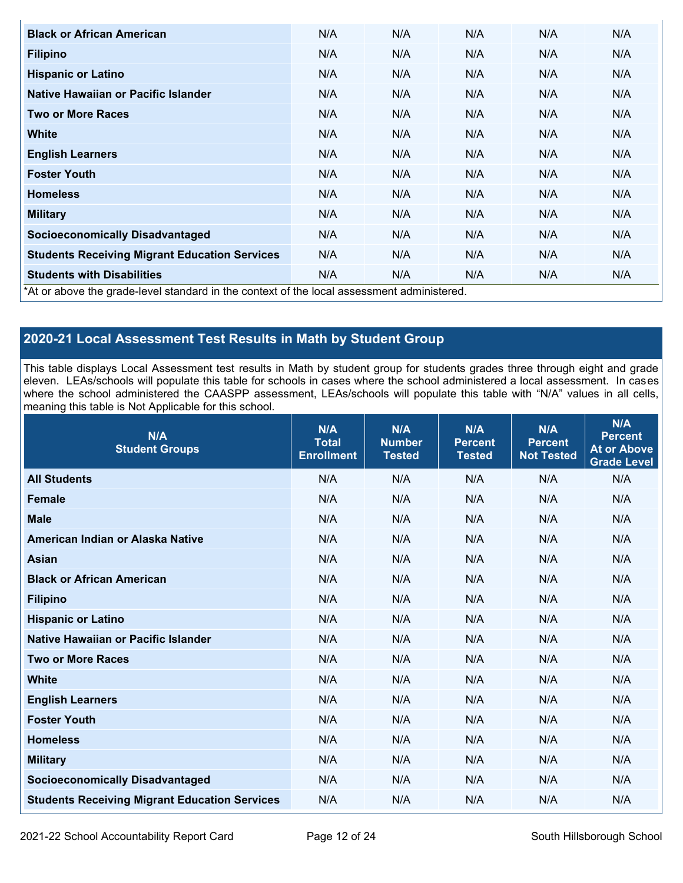| Black or African American | N/A | N/A | N/A | N/A | N/A |
|---|---|---|---|---|---|
| Filipino | N/A | N/A | N/A | N/A | N/A |
| Hispanic or Latino | N/A | N/A | N/A | N/A | N/A |
| Native Hawaiian or Pacific Islander | N/A | N/A | N/A | N/A | N/A |
| Two or More Races | N/A | N/A | N/A | N/A | N/A |
| White | N/A | N/A | N/A | N/A | N/A |
| English Learners | N/A | N/A | N/A | N/A | N/A |
| Foster Youth | N/A | N/A | N/A | N/A | N/A |
| Homeless | N/A | N/A | N/A | N/A | N/A |
| Military | N/A | N/A | N/A | N/A | N/A |
| Socioeconomically Disadvantaged | N/A | N/A | N/A | N/A | N/A |
| Students Receiving Migrant Education Services | N/A | N/A | N/A | N/A | N/A |
| Students with Disabilities | N/A | N/A | N/A | N/A | N/A |

*At or above the grade-level standard in the context of the local assessment administered.

## 2020-21 Local Assessment Test Results in Math by Student Group

This table displays Local Assessment test results in Math by student group for students grades three through eight and grade eleven. LEAs/schools will populate this table for schools in cases where the school administered a local assessment. In cases where the school administered the CAASPP assessment, LEAs/schools will populate this table with "N/A" values in all cells, meaning this table is Not Applicable for this school.

| N/A Student Groups | N/A Total Enrollment | N/A Number Tested | N/A Percent Tested | N/A Percent Not Tested | N/A Percent At or Above Grade Level |
|---|---|---|---|---|---|
| All Students | N/A | N/A | N/A | N/A | N/A |
| Female | N/A | N/A | N/A | N/A | N/A |
| Male | N/A | N/A | N/A | N/A | N/A |
| American Indian or Alaska Native | N/A | N/A | N/A | N/A | N/A |
| Asian | N/A | N/A | N/A | N/A | N/A |
| Black or African American | N/A | N/A | N/A | N/A | N/A |
| Filipino | N/A | N/A | N/A | N/A | N/A |
| Hispanic or Latino | N/A | N/A | N/A | N/A | N/A |
| Native Hawaiian or Pacific Islander | N/A | N/A | N/A | N/A | N/A |
| Two or More Races | N/A | N/A | N/A | N/A | N/A |
| White | N/A | N/A | N/A | N/A | N/A |
| English Learners | N/A | N/A | N/A | N/A | N/A |
| Foster Youth | N/A | N/A | N/A | N/A | N/A |
| Homeless | N/A | N/A | N/A | N/A | N/A |
| Military | N/A | N/A | N/A | N/A | N/A |
| Socioeconomically Disadvantaged | N/A | N/A | N/A | N/A | N/A |
| Students Receiving Migrant Education Services | N/A | N/A | N/A | N/A | N/A |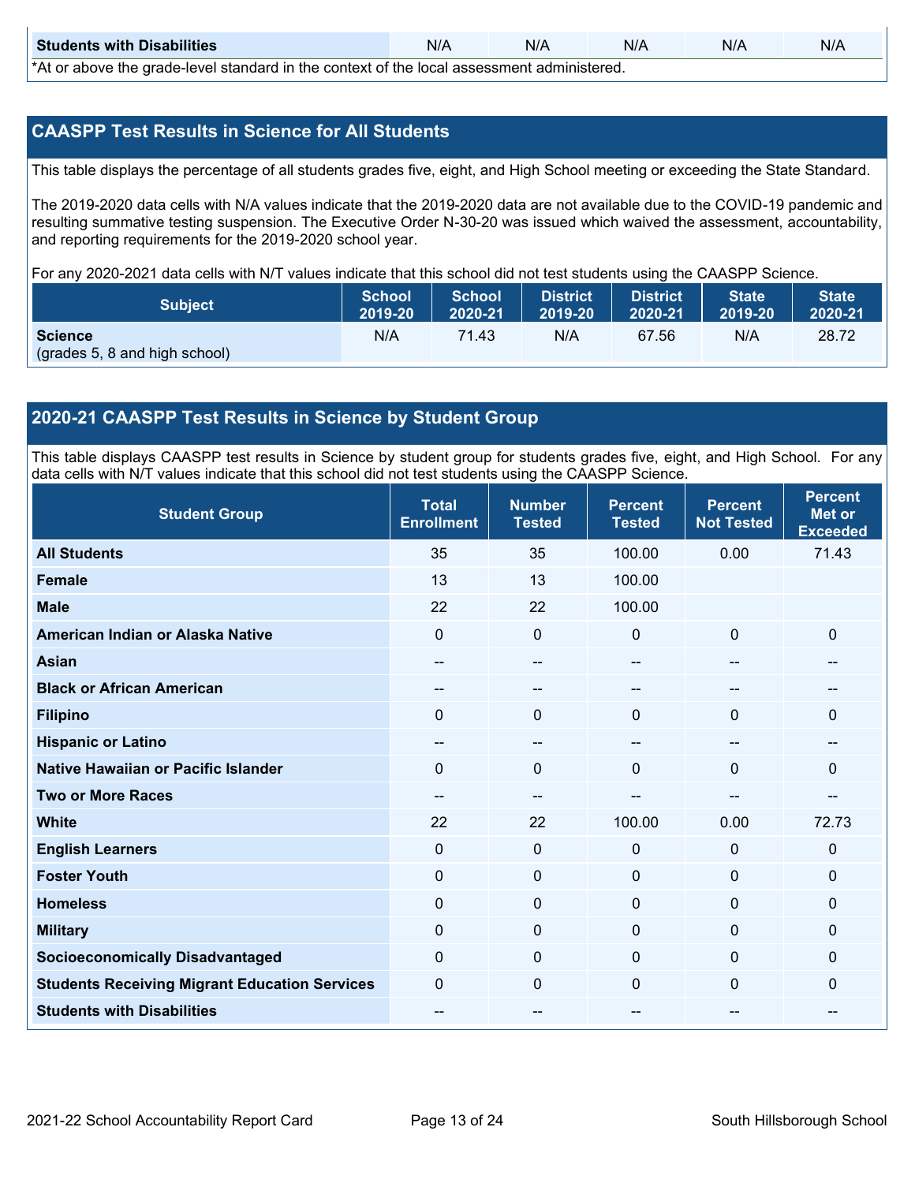| Students with Disabilities | N/A | N/A | N/A | N/A | N/A |
|---|---|---|---|---|---|

*At or above the grade-level standard in the context of the local assessment administered.

## CAASPP Test Results in Science for All Students

This table displays the percentage of all students grades five, eight, and High School meeting or exceeding the State Standard.

The 2019-2020 data cells with N/A values indicate that the 2019-2020 data are not available due to the COVID-19 pandemic and resulting summative testing suspension. The Executive Order N-30-20 was issued which waived the assessment, accountability, and reporting requirements for the 2019-2020 school year.

For any 2020-2021 data cells with N/T values indicate that this school did not test students using the CAASPP Science.

| Subject | School 2019-20 | School 2020-21 | District 2019-20 | District 2020-21 | State 2019-20 | State 2020-21 |
|---|---|---|---|---|---|---|
| **Science** (grades 5, 8 and high school) | N/A | 71.43 | N/A | 67.56 | N/A | 28.72 |

## 2020-21 CAASPP Test Results in Science by Student Group

This table displays CAASPP test results in Science by student group for students grades five, eight, and High School. For any data cells with N/T values indicate that this school did not test students using the CAASPP Science.

| Student Group | Total Enrollment | Number Tested | Percent Tested | Percent Not Tested | Percent Met or Exceeded |
|---|---|---|---|---|---|
| **All Students** | 35 | 35 | 100.00 | 0.00 | 71.43 |
| **Female** | 13 | 13 | 100.00 | | |
| **Male** | 22 | 22 | 100.00 | | |
| **American Indian or Alaska Native** | 0 | 0 | 0 | 0 | 0 |
| **Asian** | -- | -- | -- | -- | -- |
| **Black or African American** | -- | -- | -- | -- | -- |
| **Filipino** | 0 | 0 | 0 | 0 | 0 |
| **Hispanic or Latino** | -- | -- | -- | -- | -- |
| **Native Hawaiian or Pacific Islander** | 0 | 0 | 0 | 0 | 0 |
| **Two or More Races** | -- | -- | -- | -- | -- |
| **White** | 22 | 22 | 100.00 | 0.00 | 72.73 |
| **English Learners** | 0 | 0 | 0 | 0 | 0 |
| **Foster Youth** | 0 | 0 | 0 | 0 | 0 |
| **Homeless** | 0 | 0 | 0 | 0 | 0 |
| **Military** | 0 | 0 | 0 | 0 | 0 |
| **Socioeconomically Disadvantaged** | 0 | 0 | 0 | 0 | 0 |
| **Students Receiving Migrant Education Services** | 0 | 0 | 0 | 0 | 0 |
| **Students with Disabilities** | -- | -- | -- | -- | -- |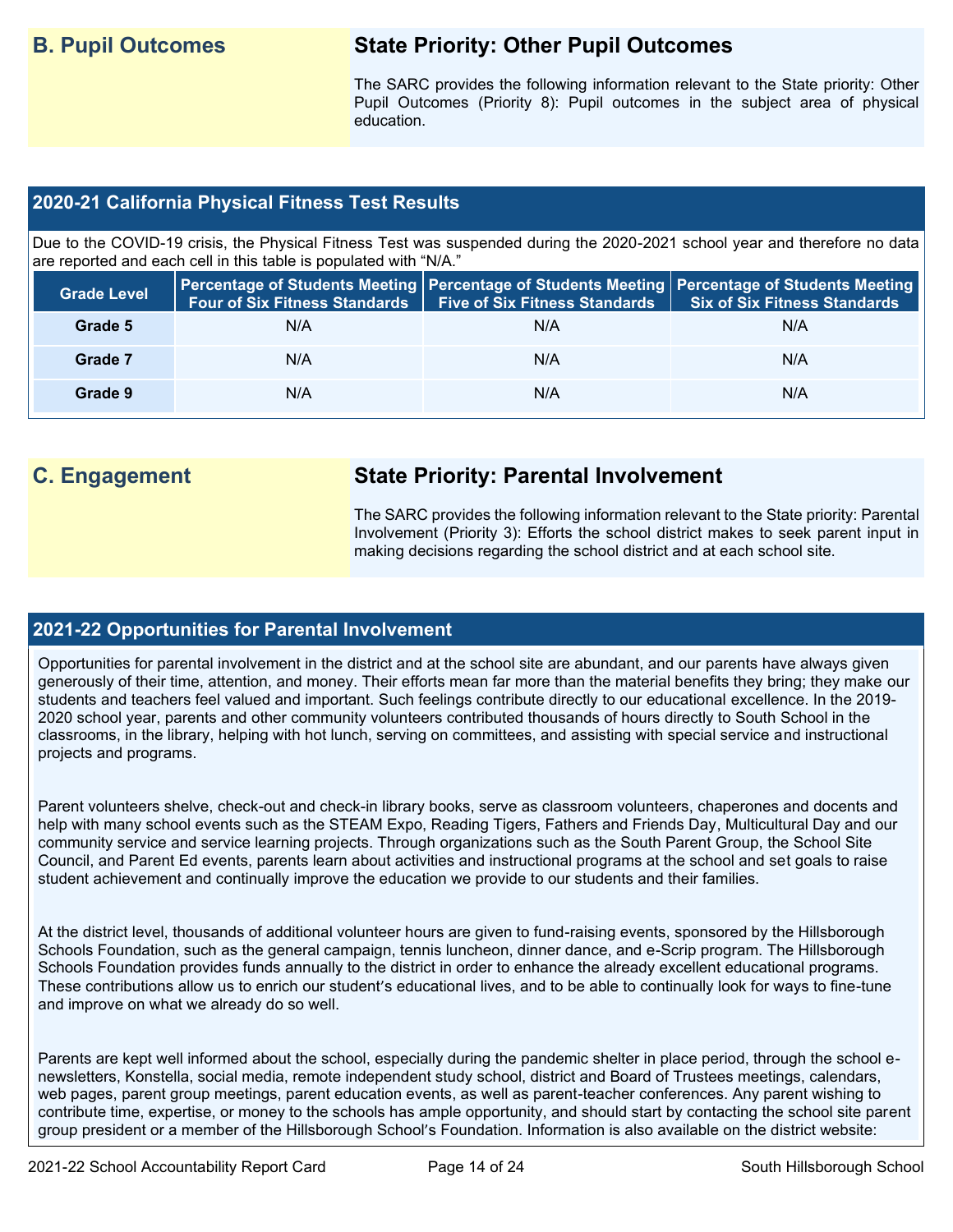## B. Pupil Outcomes

### State Priority: Other Pupil Outcomes

The SARC provides the following information relevant to the State priority: Other Pupil Outcomes (Priority 8): Pupil outcomes in the subject area of physical education.

### 2020-21 California Physical Fitness Test Results

Due to the COVID-19 crisis, the Physical Fitness Test was suspended during the 2020-2021 school year and therefore no data are reported and each cell in this table is populated with "N/A."

| Grade Level | Percentage of Students Meeting Four of Six Fitness Standards | Percentage of Students Meeting Five of Six Fitness Standards | Percentage of Students Meeting Six of Six Fitness Standards |
|---|---|---|---|
| Grade 5 | N/A | N/A | N/A |
| Grade 7 | N/A | N/A | N/A |
| Grade 9 | N/A | N/A | N/A |

## C. Engagement

### State Priority: Parental Involvement

The SARC provides the following information relevant to the State priority: Parental Involvement (Priority 3): Efforts the school district makes to seek parent input in making decisions regarding the school district and at each school site.

### 2021-22 Opportunities for Parental Involvement

Opportunities for parental involvement in the district and at the school site are abundant, and our parents have always given generously of their time, attention, and money. Their efforts mean far more than the material benefits they bring; they make our students and teachers feel valued and important. Such feelings contribute directly to our educational excellence. In the 2019-2020 school year, parents and other community volunteers contributed thousands of hours directly to South School in the classrooms, in the library, helping with hot lunch, serving on committees, and assisting with special service and instructional projects and programs.

Parent volunteers shelve, check-out and check-in library books, serve as classroom volunteers, chaperones and docents and help with many school events such as the STEAM Expo, Reading Tigers, Fathers and Friends Day, Multicultural Day and our community service and service learning projects. Through organizations such as the South Parent Group, the School Site Council, and Parent Ed events, parents learn about activities and instructional programs at the school and set goals to raise student achievement and continually improve the education we provide to our students and their families.

At the district level, thousands of additional volunteer hours are given to fund-raising events, sponsored by the Hillsborough Schools Foundation, such as the general campaign, tennis luncheon, dinner dance, and e-Scrip program. The Hillsborough Schools Foundation provides funds annually to the district in order to enhance the already excellent educational programs. These contributions allow us to enrich our student's educational lives, and to be able to continually look for ways to fine-tune and improve on what we already do so well.

Parents are kept well informed about the school, especially during the pandemic shelter in place period, through the school e-newsletters, Konstella, social media, remote independent study school, district and Board of Trustees meetings, calendars, web pages, parent group meetings, parent education events, as well as parent-teacher conferences. Any parent wishing to contribute time, expertise, or money to the schools has ample opportunity, and should start by contacting the school site parent group president or a member of the Hillsborough School's Foundation. Information is also available on the district website: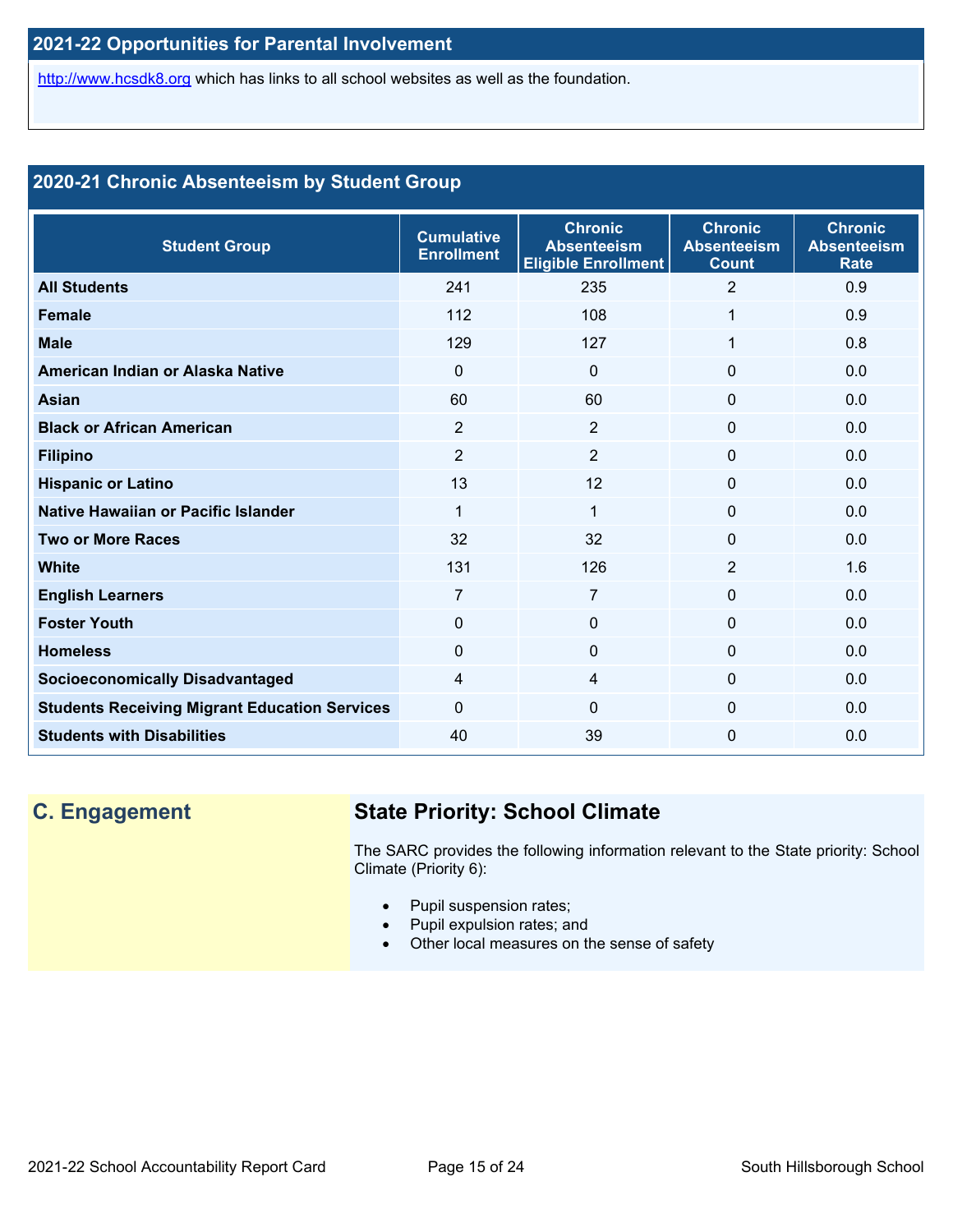## 2021-22 Opportunities for Parental Involvement

http://www.hcsdk8.org which has links to all school websites as well as the foundation.

## 2020-21 Chronic Absenteeism by Student Group

| Student Group | Cumulative Enrollment | Chronic Absenteeism Eligible Enrollment | Chronic Absenteeism Count | Chronic Absenteeism Rate |
|---|---|---|---|---|
| **All Students** | 241 | 235 | 2 | 0.9 |
| **Female** | 112 | 108 | 1 | 0.9 |
| **Male** | 129 | 127 | 1 | 0.8 |
| **American Indian or Alaska Native** | 0 | 0 | 0 | 0.0 |
| **Asian** | 60 | 60 | 0 | 0.0 |
| **Black or African American** | 2 | 2 | 0 | 0.0 |
| **Filipino** | 2 | 2 | 0 | 0.0 |
| **Hispanic or Latino** | 13 | 12 | 0 | 0.0 |
| **Native Hawaiian or Pacific Islander** | 1 | 1 | 0 | 0.0 |
| **Two or More Races** | 32 | 32 | 0 | 0.0 |
| **White** | 131 | 126 | 2 | 1.6 |
| **English Learners** | 7 | 7 | 0 | 0.0 |
| **Foster Youth** | 0 | 0 | 0 | 0.0 |
| **Homeless** | 0 | 0 | 0 | 0.0 |
| **Socioeconomically Disadvantaged** | 4 | 4 | 0 | 0.0 |
| **Students Receiving Migrant Education Services** | 0 | 0 | 0 | 0.0 |
| **Students with Disabilities** | 40 | 39 | 0 | 0.0 |

## C. Engagement

### State Priority: School Climate

The SARC provides the following information relevant to the State priority: School Climate (Priority 6):

- Pupil suspension rates;
- Pupil expulsion rates; and
- Other local measures on the sense of safety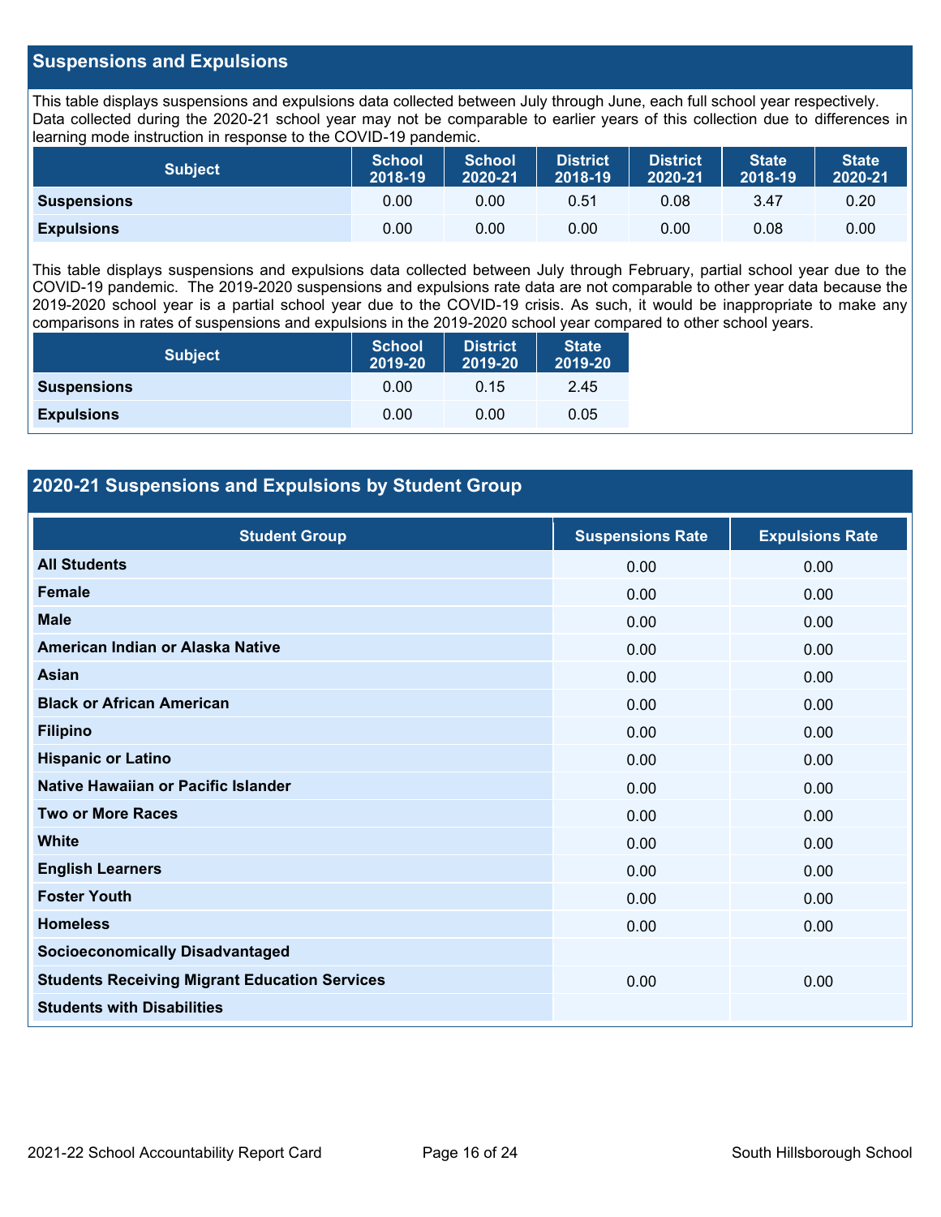## Suspensions and Expulsions

This table displays suspensions and expulsions data collected between July through June, each full school year respectively. Data collected during the 2020-21 school year may not be comparable to earlier years of this collection due to differences in learning mode instruction in response to the COVID-19 pandemic.

| Subject | School 2018-19 | School 2020-21 | District 2018-19 | District 2020-21 | State 2018-19 | State 2020-21 |
| --- | --- | --- | --- | --- | --- | --- |
| **Suspensions** | 0.00 | 0.00 | 0.51 | 0.08 | 3.47 | 0.20 |
| **Expulsions** | 0.00 | 0.00 | 0.00 | 0.00 | 0.08 | 0.00 |

This table displays suspensions and expulsions data collected between July through February, partial school year due to the COVID-19 pandemic. The 2019-2020 suspensions and expulsions rate data are not comparable to other year data because the 2019-2020 school year is a partial school year due to the COVID-19 crisis. As such, it would be inappropriate to make any comparisons in rates of suspensions and expulsions in the 2019-2020 school year compared to other school years.

| Subject | School 2019-20 | District 2019-20 | State 2019-20 |
| --- | --- | --- | --- |
| **Suspensions** | 0.00 | 0.15 | 2.45 |
| **Expulsions** | 0.00 | 0.00 | 0.05 |

## 2020-21 Suspensions and Expulsions by Student Group

| Student Group | Suspensions Rate | Expulsions Rate |
| --- | --- | --- |
| **All Students** | 0.00 | 0.00 |
| **Female** | 0.00 | 0.00 |
| **Male** | 0.00 | 0.00 |
| **American Indian or Alaska Native** | 0.00 | 0.00 |
| **Asian** | 0.00 | 0.00 |
| **Black or African American** | 0.00 | 0.00 |
| **Filipino** | 0.00 | 0.00 |
| **Hispanic or Latino** | 0.00 | 0.00 |
| **Native Hawaiian or Pacific Islander** | 0.00 | 0.00 |
| **Two or More Races** | 0.00 | 0.00 |
| **White** | 0.00 | 0.00 |
| **English Learners** | 0.00 | 0.00 |
| **Foster Youth** | 0.00 | 0.00 |
| **Homeless** | 0.00 | 0.00 |
| **Socioeconomically Disadvantaged** | | |
| **Students Receiving Migrant Education Services** | 0.00 | 0.00 |
| **Students with Disabilities** | | |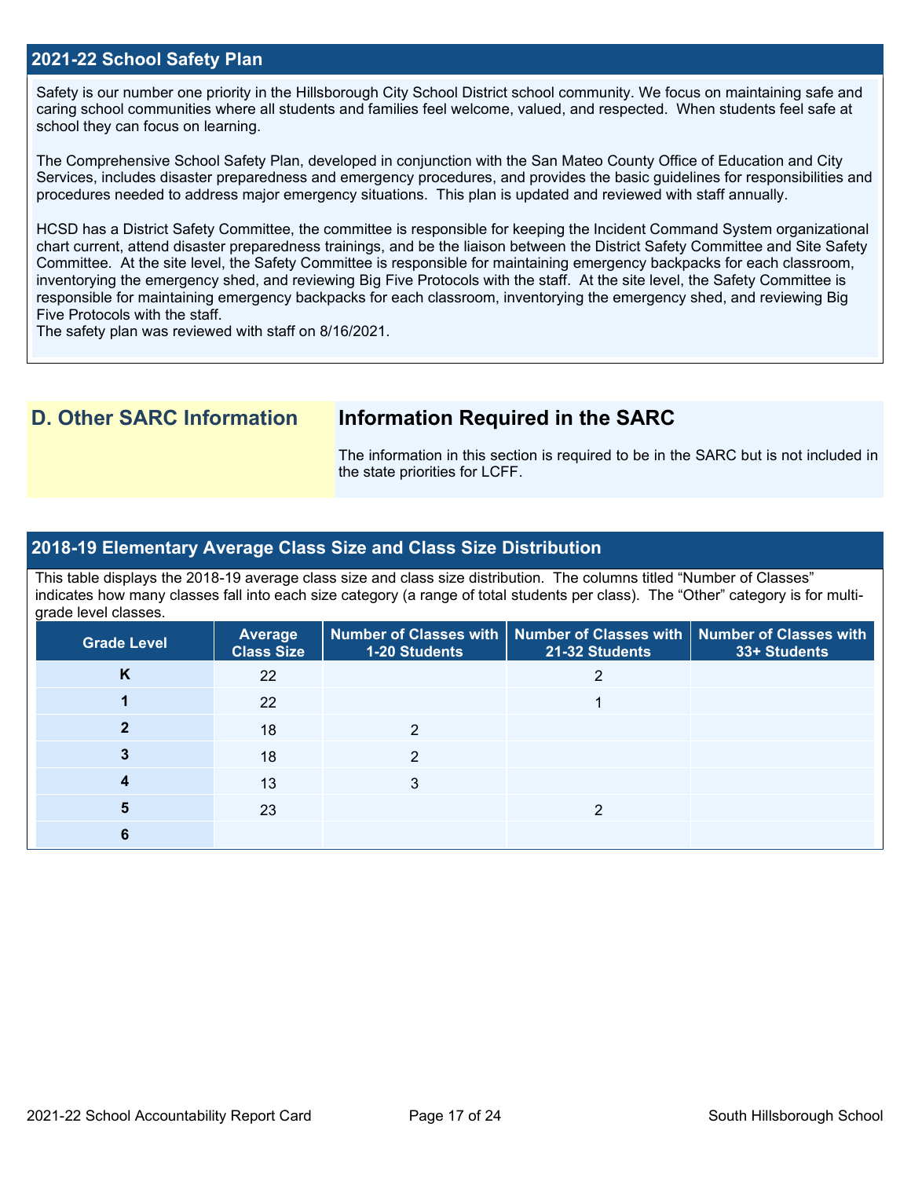## 2021-22 School Safety Plan

Safety is our number one priority in the Hillsborough City School District school community. We focus on maintaining safe and caring school communities where all students and families feel welcome, valued, and respected. When students feel safe at school they can focus on learning.

The Comprehensive School Safety Plan, developed in conjunction with the San Mateo County Office of Education and City Services, includes disaster preparedness and emergency procedures, and provides the basic guidelines for responsibilities and procedures needed to address major emergency situations. This plan is updated and reviewed with staff annually.

HCSD has a District Safety Committee, the committee is responsible for keeping the Incident Command System organizational chart current, attend disaster preparedness trainings, and be the liaison between the District Safety Committee and Site Safety Committee. At the site level, the Safety Committee is responsible for maintaining emergency backpacks for each classroom, inventorying the emergency shed, and reviewing Big Five Protocols with the staff. At the site level, the Safety Committee is responsible for maintaining emergency backpacks for each classroom, inventorying the emergency shed, and reviewing Big Five Protocols with the staff.
The safety plan was reviewed with staff on 8/16/2021.

# D. Other SARC Information

## Information Required in the SARC

The information in this section is required to be in the SARC but is not included in the state priorities for LCFF.

## 2018-19 Elementary Average Class Size and Class Size Distribution

This table displays the 2018-19 average class size and class size distribution. The columns titled "Number of Classes" indicates how many classes fall into each size category (a range of total students per class). The "Other" category is for multi-grade level classes.

| Grade Level | Average Class Size | Number of Classes with 1-20 Students | Number of Classes with 21-32 Students | Number of Classes with 33+ Students |
|---|---|---|---|---|
| K | 22 | | 2 | |
| 1 | 22 | | 1 | |
| 2 | 18 | 2 | | |
| 3 | 18 | 2 | | |
| 4 | 13 | 3 | | |
| 5 | 23 | | 2 | |
| 6 | | | | |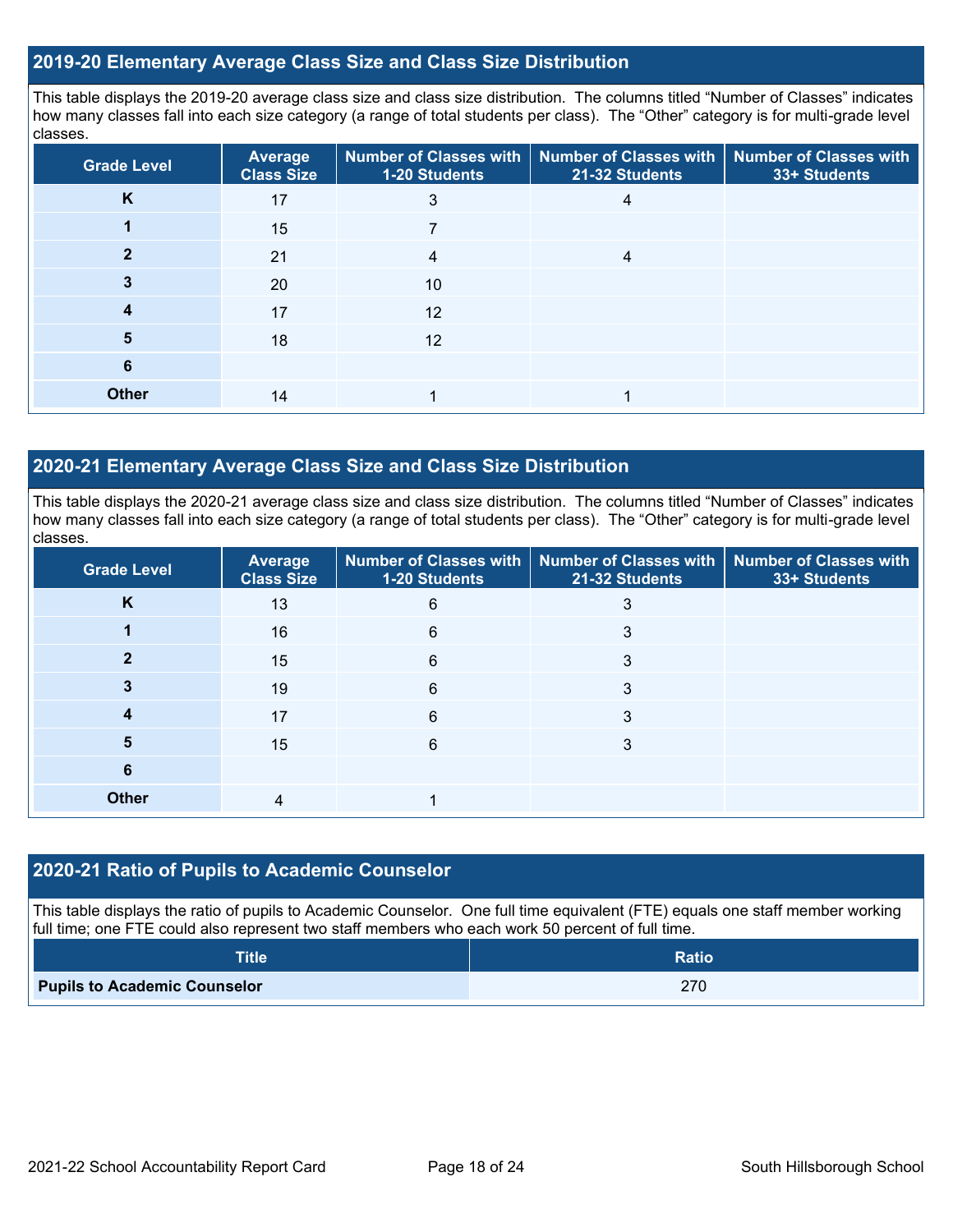## 2019-20 Elementary Average Class Size and Class Size Distribution

This table displays the 2019-20 average class size and class size distribution. The columns titled "Number of Classes" indicates how many classes fall into each size category (a range of total students per class). The "Other" category is for multi-grade level classes.

| Grade Level | Average Class Size | Number of Classes with 1-20 Students | Number of Classes with 21-32 Students | Number of Classes with 33+ Students |
|---|---|---|---|---|
| K | 17 | 3 | 4 | |
| 1 | 15 | 7 | | |
| 2 | 21 | 4 | 4 | |
| 3 | 20 | 10 | | |
| 4 | 17 | 12 | | |
| 5 | 18 | 12 | | |
| 6 | | | | |
| Other | 14 | 1 | 1 | |

## 2020-21 Elementary Average Class Size and Class Size Distribution

This table displays the 2020-21 average class size and class size distribution. The columns titled "Number of Classes" indicates how many classes fall into each size category (a range of total students per class). The "Other" category is for multi-grade level classes.

| Grade Level | Average Class Size | Number of Classes with 1-20 Students | Number of Classes with 21-32 Students | Number of Classes with 33+ Students |
|---|---|---|---|---|
| K | 13 | 6 | 3 | |
| 1 | 16 | 6 | 3 | |
| 2 | 15 | 6 | 3 | |
| 3 | 19 | 6 | 3 | |
| 4 | 17 | 6 | 3 | |
| 5 | 15 | 6 | 3 | |
| 6 | | | | |
| Other | 4 | 1 | | |

## 2020-21 Ratio of Pupils to Academic Counselor

This table displays the ratio of pupils to Academic Counselor. One full time equivalent (FTE) equals one staff member working full time; one FTE could also represent two staff members who each work 50 percent of full time.

| Title | Ratio |
|---|---|
| **Pupils to Academic Counselor** | 270 |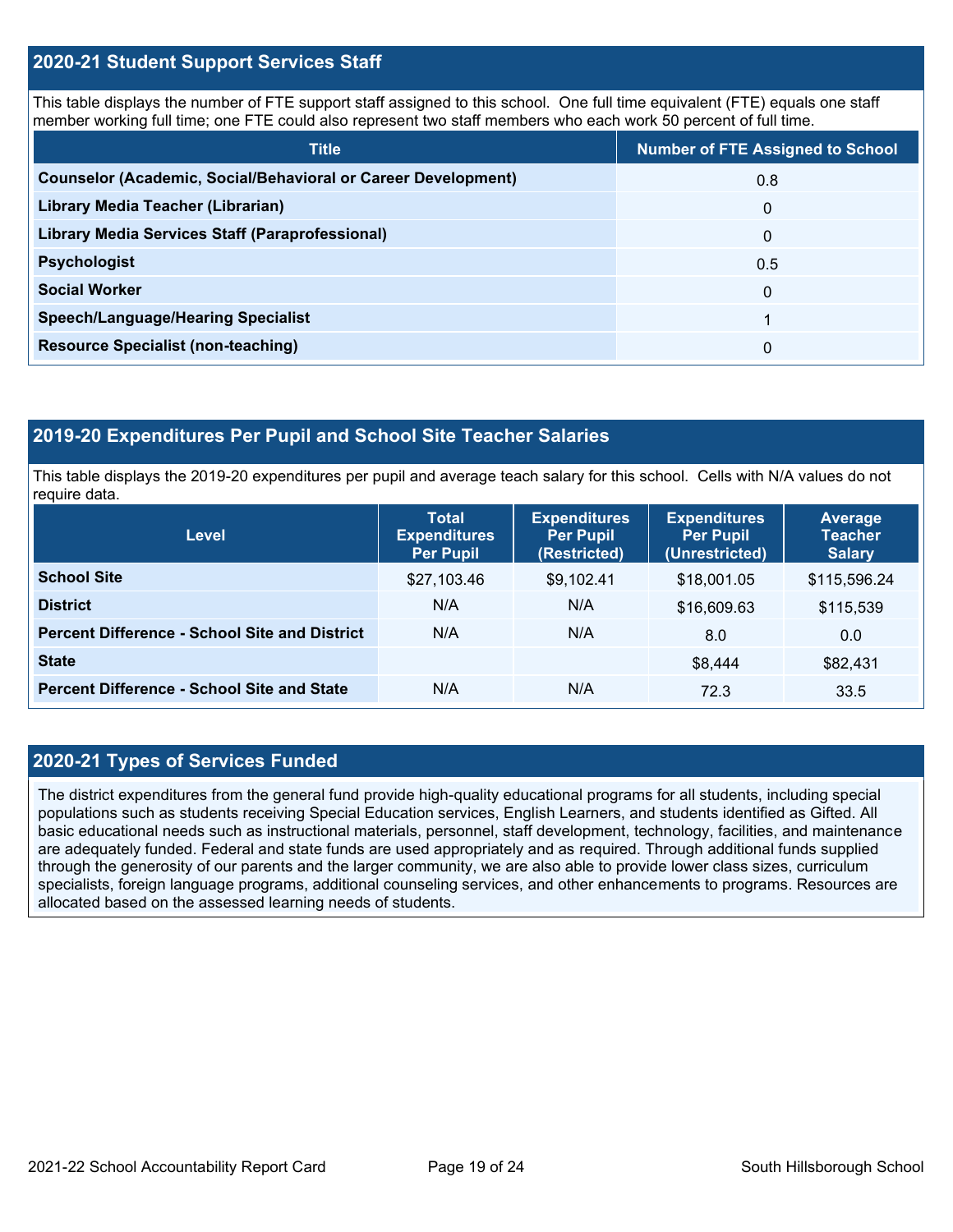## 2020-21 Student Support Services Staff

This table displays the number of FTE support staff assigned to this school. One full time equivalent (FTE) equals one staff member working full time; one FTE could also represent two staff members who each work 50 percent of full time.

| Title | Number of FTE Assigned to School |
|---|---|
| Counselor (Academic, Social/Behavioral or Career Development) | 0.8 |
| Library Media Teacher (Librarian) | 0 |
| Library Media Services Staff (Paraprofessional) | 0 |
| Psychologist | 0.5 |
| Social Worker | 0 |
| Speech/Language/Hearing Specialist | 1 |
| Resource Specialist (non-teaching) | 0 |

## 2019-20 Expenditures Per Pupil and School Site Teacher Salaries

This table displays the 2019-20 expenditures per pupil and average teach salary for this school. Cells with N/A values do not require data.

| Level | Total Expenditures Per Pupil | Expenditures Per Pupil (Restricted) | Expenditures Per Pupil (Unrestricted) | Average Teacher Salary |
|---|---|---|---|---|
| School Site | $27,103.46 | $9,102.41 | $18,001.05 | $115,596.24 |
| District | N/A | N/A | $16,609.63 | $115,539 |
| Percent Difference - School Site and District | N/A | N/A | 8.0 | 0.0 |
| State | | | $8,444 | $82,431 |
| Percent Difference - School Site and State | N/A | N/A | 72.3 | 33.5 |

## 2020-21 Types of Services Funded

The district expenditures from the general fund provide high-quality educational programs for all students, including special populations such as students receiving Special Education services, English Learners, and students identified as Gifted. All basic educational needs such as instructional materials, personnel, staff development, technology, facilities, and maintenance are adequately funded. Federal and state funds are used appropriately and as required. Through additional funds supplied through the generosity of our parents and the larger community, we are also able to provide lower class sizes, curriculum specialists, foreign language programs, additional counseling services, and other enhancements to programs. Resources are allocated based on the assessed learning needs of students.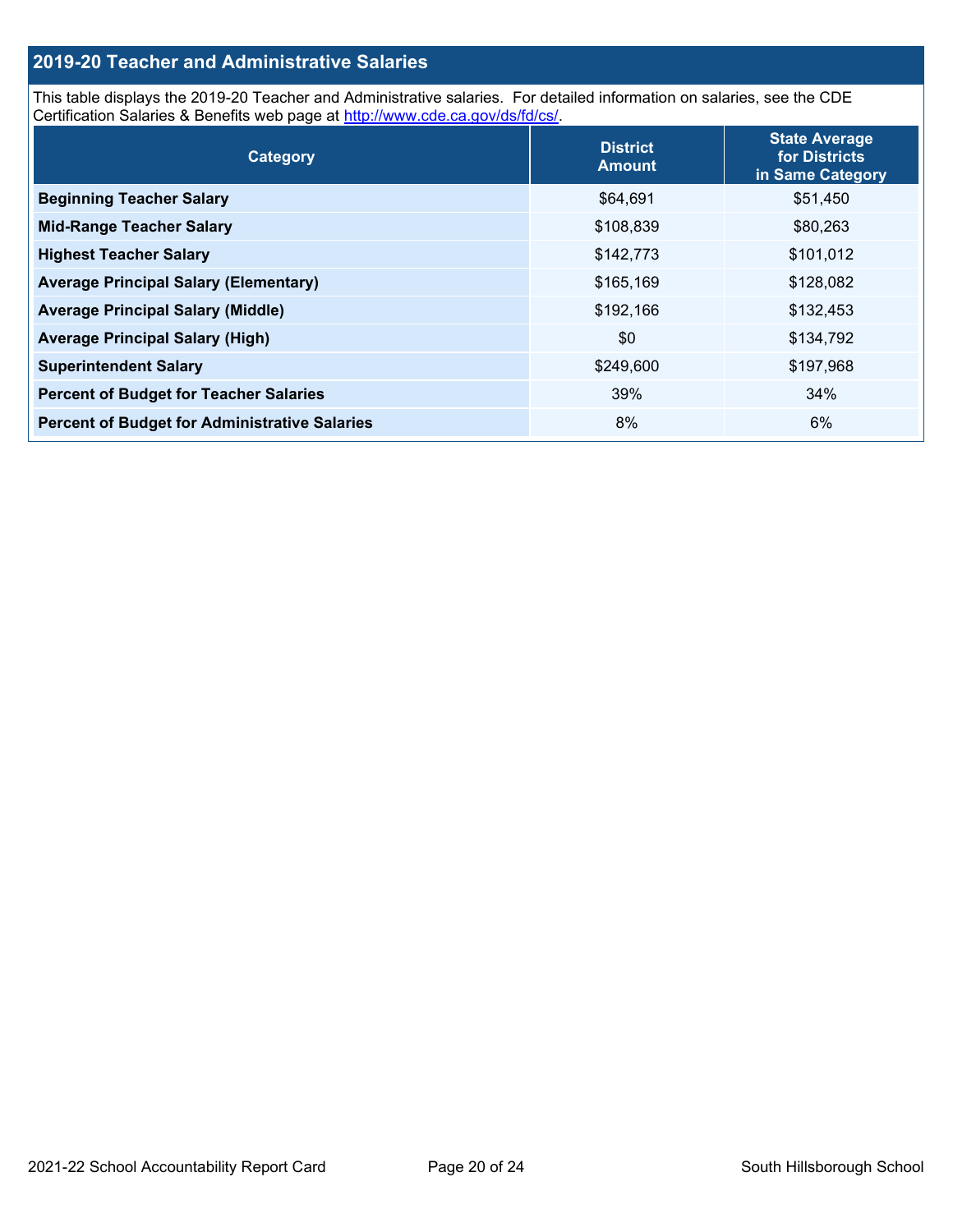## 2019-20 Teacher and Administrative Salaries

This table displays the 2019-20 Teacher and Administrative salaries. For detailed information on salaries, see the CDE Certification Salaries & Benefits web page at http://www.cde.ca.gov/ds/fd/cs/.

| Category | District Amount | State Average for Districts in Same Category |
|---|---|---|
| **Beginning Teacher Salary** | $64,691 | $51,450 |
| **Mid-Range Teacher Salary** | $108,839 | $80,263 |
| **Highest Teacher Salary** | $142,773 | $101,012 |
| **Average Principal Salary (Elementary)** | $165,169 | $128,082 |
| **Average Principal Salary (Middle)** | $192,166 | $132,453 |
| **Average Principal Salary (High)** | $0 | $134,792 |
| **Superintendent Salary** | $249,600 | $197,968 |
| **Percent of Budget for Teacher Salaries** | 39% | 34% |
| **Percent of Budget for Administrative Salaries** | 8% | 6% |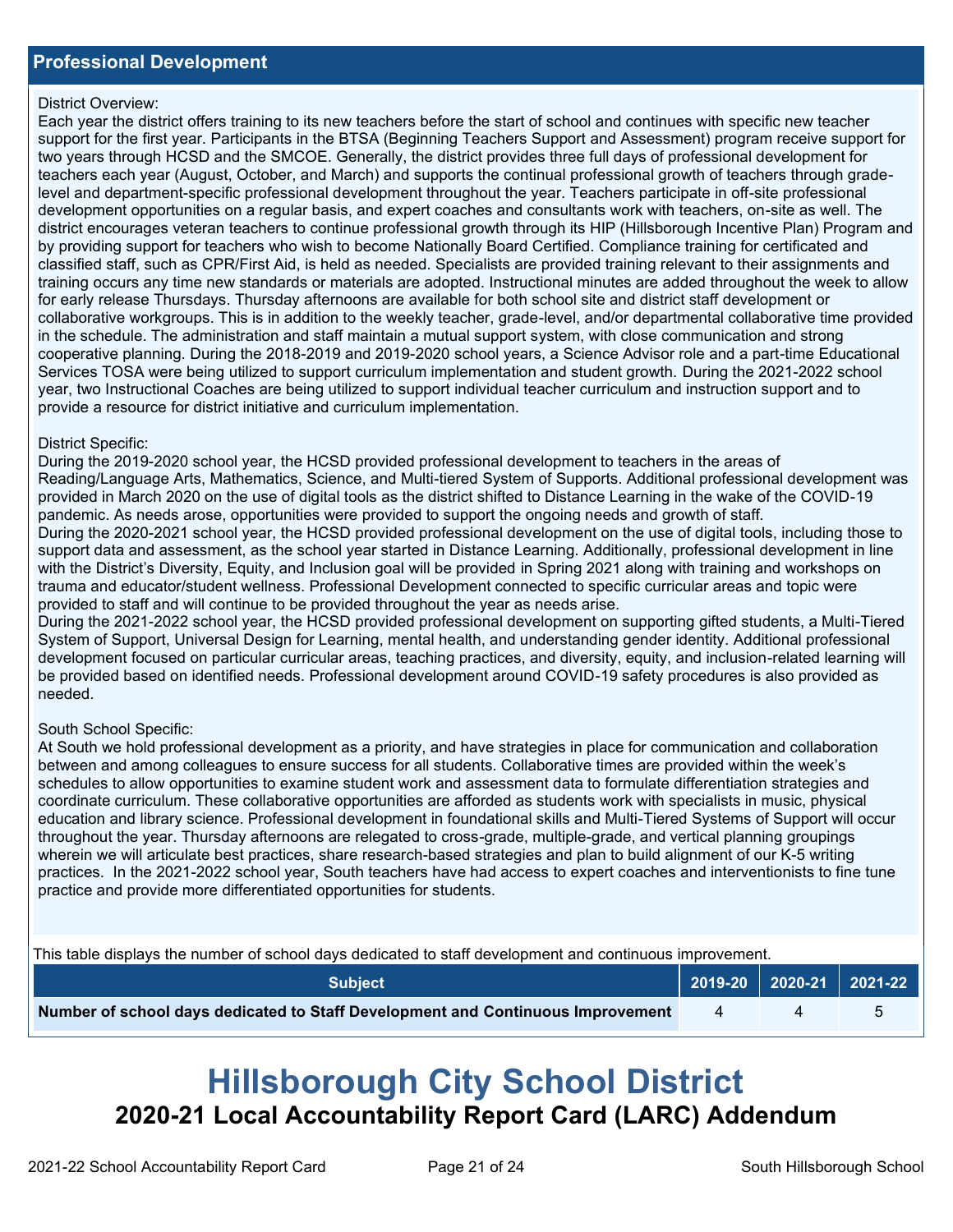## Professional Development

District Overview:
Each year the district offers training to its new teachers before the start of school and continues with specific new teacher support for the first year. Participants in the BTSA (Beginning Teachers Support and Assessment) program receive support for two years through HCSD and the SMCOE. Generally, the district provides three full days of professional development for teachers each year (August, October, and March) and supports the continual professional growth of teachers through grade-level and department-specific professional development throughout the year. Teachers participate in off-site professional development opportunities on a regular basis, and expert coaches and consultants work with teachers, on-site as well. The district encourages veteran teachers to continue professional growth through its HIP (Hillsborough Incentive Plan) Program and by providing support for teachers who wish to become Nationally Board Certified. Compliance training for certificated and classified staff, such as CPR/First Aid, is held as needed. Specialists are provided training relevant to their assignments and training occurs any time new standards or materials are adopted. Instructional minutes are added throughout the week to allow for early release Thursdays. Thursday afternoons are available for both school site and district staff development or collaborative workgroups. This is in addition to the weekly teacher, grade-level, and/or departmental collaborative time provided in the schedule. The administration and staff maintain a mutual support system, with close communication and strong cooperative planning. During the 2018-2019 and 2019-2020 school years, a Science Advisor role and a part-time Educational Services TOSA were being utilized to support curriculum implementation and student growth. During the 2021-2022 school year, two Instructional Coaches are being utilized to support individual teacher curriculum and instruction support and to provide a resource for district initiative and curriculum implementation.

District Specific:
During the 2019-2020 school year, the HCSD provided professional development to teachers in the areas of Reading/Language Arts, Mathematics, Science, and Multi-tiered System of Supports. Additional professional development was provided in March 2020 on the use of digital tools as the district shifted to Distance Learning in the wake of the COVID-19 pandemic. As needs arose, opportunities were provided to support the ongoing needs and growth of staff.
During the 2020-2021 school year, the HCSD provided professional development on the use of digital tools, including those to support data and assessment, as the school year started in Distance Learning. Additionally, professional development in line with the District's Diversity, Equity, and Inclusion goal will be provided in Spring 2021 along with training and workshops on trauma and educator/student wellness. Professional Development connected to specific curricular areas and topic were provided to staff and will continue to be provided throughout the year as needs arise.
During the 2021-2022 school year, the HCSD provided professional development on supporting gifted students, a Multi-Tiered System of Support, Universal Design for Learning, mental health, and understanding gender identity. Additional professional development focused on particular curricular areas, teaching practices, and diversity, equity, and inclusion-related learning will be provided based on identified needs. Professional development around COVID-19 safety procedures is also provided as needed.

South School Specific:
At South we hold professional development as a priority, and have strategies in place for communication and collaboration between and among colleagues to ensure success for all students. Collaborative times are provided within the week's schedules to allow opportunities to examine student work and assessment data to formulate differentiation strategies and coordinate curriculum. These collaborative opportunities are afforded as students work with specialists in music, physical education and library science. Professional development in foundational skills and Multi-Tiered Systems of Support will occur throughout the year. Thursday afternoons are relegated to cross-grade, multiple-grade, and vertical planning groupings wherein we will articulate best practices, share research-based strategies and plan to build alignment of our K-5 writing practices. In the 2021-2022 school year, South teachers have had access to expert coaches and interventionists to fine tune practice and provide more differentiated opportunities for students.

This table displays the number of school days dedicated to staff development and continuous improvement.

| Subject | 2019-20 | 2020-21 | 2021-22 |
|---|---|---|---|
| **Number of school days dedicated to Staff Development and Continuous Improvement** | 4 | 4 | 5 |

# Hillsborough City School District

## 2020-21 Local Accountability Report Card (LARC) Addendum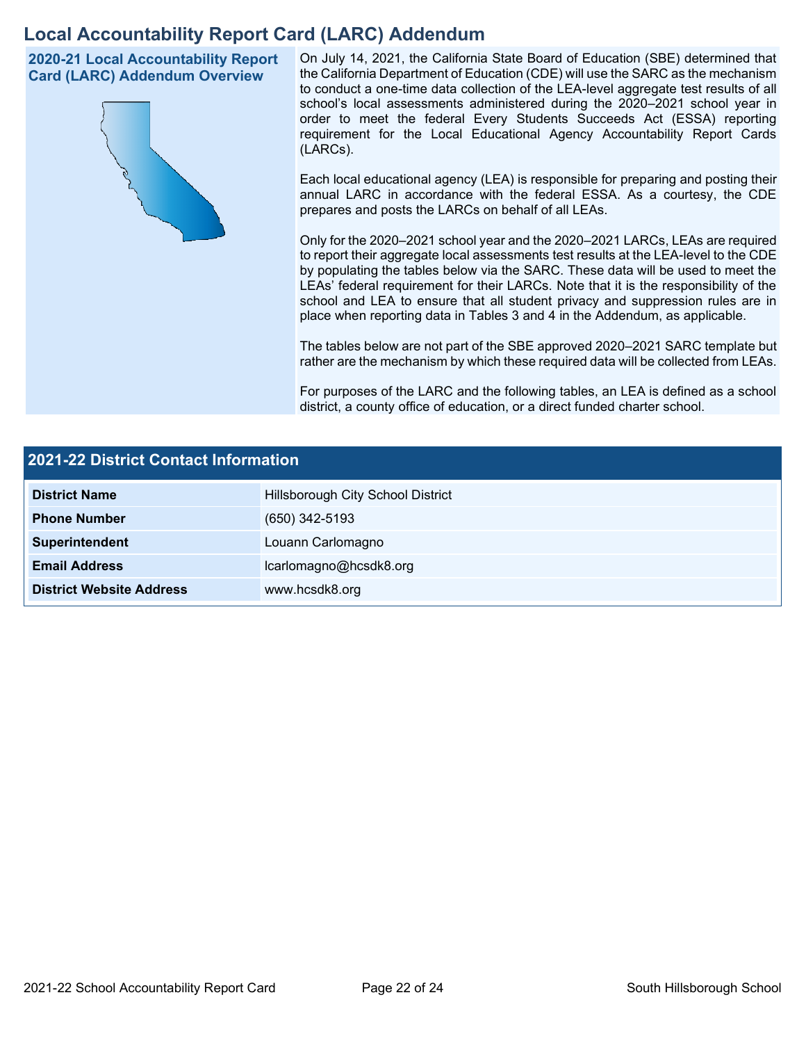# Local Accountability Report Card (LARC) Addendum

## 2020-21 Local Accountability Report Card (LARC) Addendum Overview

On July 14, 2021, the California State Board of Education (SBE) determined that the California Department of Education (CDE) will use the SARC as the mechanism to conduct a one-time data collection of the LEA-level aggregate test results of all school's local assessments administered during the 2020–2021 school year in order to meet the federal Every Students Succeeds Act (ESSA) reporting requirement for the Local Educational Agency Accountability Report Cards (LARCs).

Each local educational agency (LEA) is responsible for preparing and posting their annual LARC in accordance with the federal ESSA. As a courtesy, the CDE prepares and posts the LARCs on behalf of all LEAs.

Only for the 2020–2021 school year and the 2020–2021 LARCs, LEAs are required to report their aggregate local assessments test results at the LEA-level to the CDE by populating the tables below via the SARC. These data will be used to meet the LEAs' federal requirement for their LARCs. Note that it is the responsibility of the school and LEA to ensure that all student privacy and suppression rules are in place when reporting data in Tables 3 and 4 in the Addendum, as applicable.

The tables below are not part of the SBE approved 2020–2021 SARC template but rather are the mechanism by which these required data will be collected from LEAs.

For purposes of the LARC and the following tables, an LEA is defined as a school district, a county office of education, or a direct funded charter school.

## 2021-22 District Contact Information

| | |
|---|---|
| **District Name** | Hillsborough City School District |
| **Phone Number** | (650) 342-5193 |
| **Superintendent** | Louann Carlomagno |
| **Email Address** | lcarlomagno@hcsdk8.org |
| **District Website Address** | www.hcsdk8.org |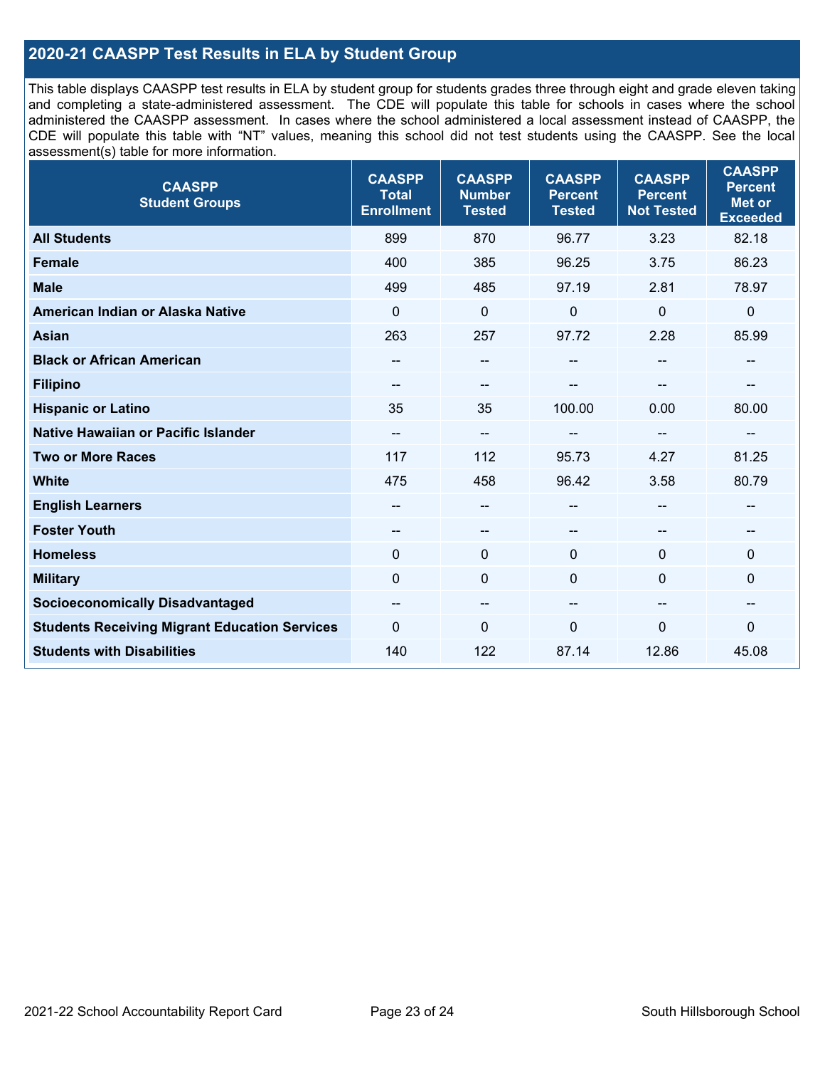## 2020-21 CAASPP Test Results in ELA by Student Group

This table displays CAASPP test results in ELA by student group for students grades three through eight and grade eleven taking and completing a state-administered assessment. The CDE will populate this table for schools in cases where the school administered the CAASPP assessment. In cases where the school administered a local assessment instead of CAASPP, the CDE will populate this table with "NT" values, meaning this school did not test students using the CAASPP. See the local assessment(s) table for more information.

| CAASPP Student Groups | CAASPP Total Enrollment | CAASPP Number Tested | CAASPP Percent Tested | CAASPP Percent Not Tested | CAASPP Percent Met or Exceeded |
|---|---|---|---|---|---|
| **All Students** | 899 | 870 | 96.77 | 3.23 | 82.18 |
| **Female** | 400 | 385 | 96.25 | 3.75 | 86.23 |
| **Male** | 499 | 485 | 97.19 | 2.81 | 78.97 |
| **American Indian or Alaska Native** | 0 | 0 | 0 | 0 | 0 |
| **Asian** | 263 | 257 | 97.72 | 2.28 | 85.99 |
| **Black or African American** | -- | -- | -- | -- | -- |
| **Filipino** | -- | -- | -- | -- | -- |
| **Hispanic or Latino** | 35 | 35 | 100.00 | 0.00 | 80.00 |
| **Native Hawaiian or Pacific Islander** | -- | -- | -- | -- | -- |
| **Two or More Races** | 117 | 112 | 95.73 | 4.27 | 81.25 |
| **White** | 475 | 458 | 96.42 | 3.58 | 80.79 |
| **English Learners** | -- | -- | -- | -- | -- |
| **Foster Youth** | -- | -- | -- | -- | -- |
| **Homeless** | 0 | 0 | 0 | 0 | 0 |
| **Military** | 0 | 0 | 0 | 0 | 0 |
| **Socioeconomically Disadvantaged** | -- | -- | -- | -- | -- |
| **Students Receiving Migrant Education Services** | 0 | 0 | 0 | 0 | 0 |
| **Students with Disabilities** | 140 | 122 | 87.14 | 12.86 | 45.08 |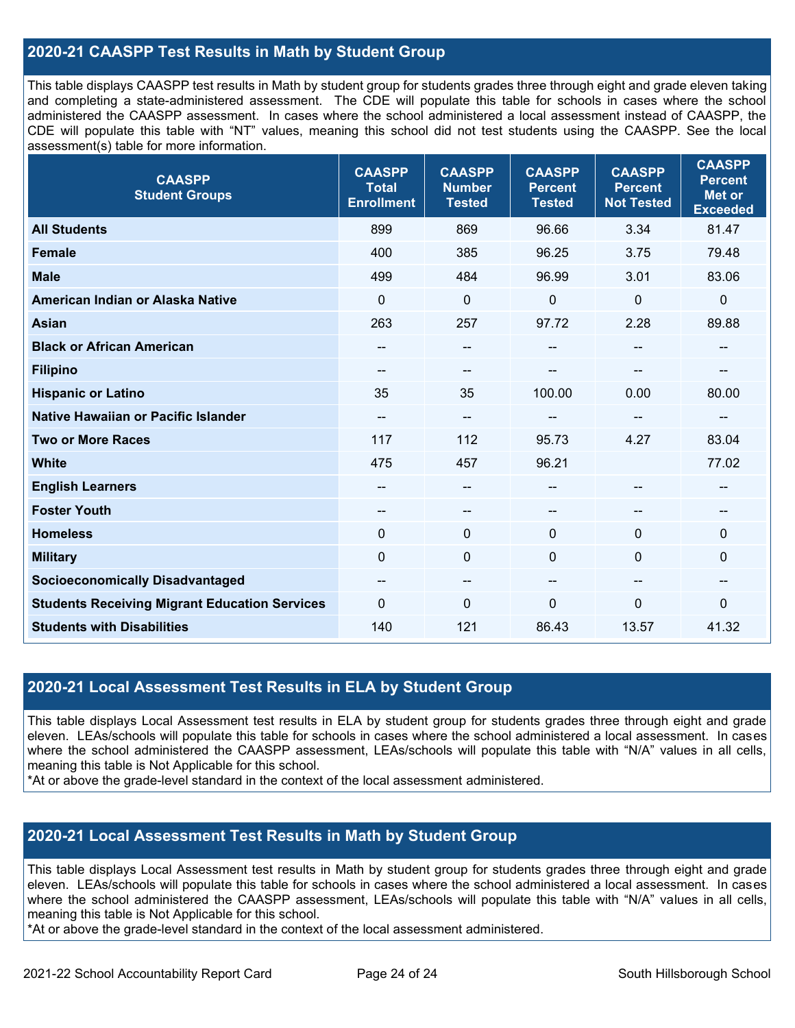## 2020-21 CAASPP Test Results in Math by Student Group

This table displays CAASPP test results in Math by student group for students grades three through eight and grade eleven taking and completing a state-administered assessment. The CDE will populate this table for schools in cases where the school administered the CAASPP assessment. In cases where the school administered a local assessment instead of CAASPP, the CDE will populate this table with "NT" values, meaning this school did not test students using the CAASPP. See the local assessment(s) table for more information.

| CAASPP Student Groups | CAASPP Total Enrollment | CAASPP Number Tested | CAASPP Percent Tested | CAASPP Percent Not Tested | CAASPP Percent Met or Exceeded |
|---|---|---|---|---|---|
| All Students | 899 | 869 | 96.66 | 3.34 | 81.47 |
| Female | 400 | 385 | 96.25 | 3.75 | 79.48 |
| Male | 499 | 484 | 96.99 | 3.01 | 83.06 |
| American Indian or Alaska Native | 0 | 0 | 0 | 0 | 0 |
| Asian | 263 | 257 | 97.72 | 2.28 | 89.88 |
| Black or African American | -- | -- | -- | -- | -- |
| Filipino | -- | -- | -- | -- | -- |
| Hispanic or Latino | 35 | 35 | 100.00 | 0.00 | 80.00 |
| Native Hawaiian or Pacific Islander | -- | -- | -- | -- | -- |
| Two or More Races | 117 | 112 | 95.73 | 4.27 | 83.04 |
| White | 475 | 457 | 96.21 | | 77.02 |
| English Learners | -- | -- | -- | -- | -- |
| Foster Youth | -- | -- | -- | -- | -- |
| Homeless | 0 | 0 | 0 | 0 | 0 |
| Military | 0 | 0 | 0 | 0 | 0 |
| Socioeconomically Disadvantaged | -- | -- | -- | -- | -- |
| Students Receiving Migrant Education Services | 0 | 0 | 0 | 0 | 0 |
| Students with Disabilities | 140 | 121 | 86.43 | 13.57 | 41.32 |

## 2020-21 Local Assessment Test Results in ELA by Student Group

This table displays Local Assessment test results in ELA by student group for students grades three through eight and grade eleven. LEAs/schools will populate this table for schools in cases where the school administered a local assessment. In cases where the school administered the CAASPP assessment, LEAs/schools will populate this table with "N/A" values in all cells, meaning this table is Not Applicable for this school.
*At or above the grade-level standard in the context of the local assessment administered.

## 2020-21 Local Assessment Test Results in Math by Student Group

This table displays Local Assessment test results in Math by student group for students grades three through eight and grade eleven. LEAs/schools will populate this table for schools in cases where the school administered a local assessment. In cases where the school administered the CAASPP assessment, LEAs/schools will populate this table with "N/A" values in all cells, meaning this table is Not Applicable for this school.
*At or above the grade-level standard in the context of the local assessment administered.